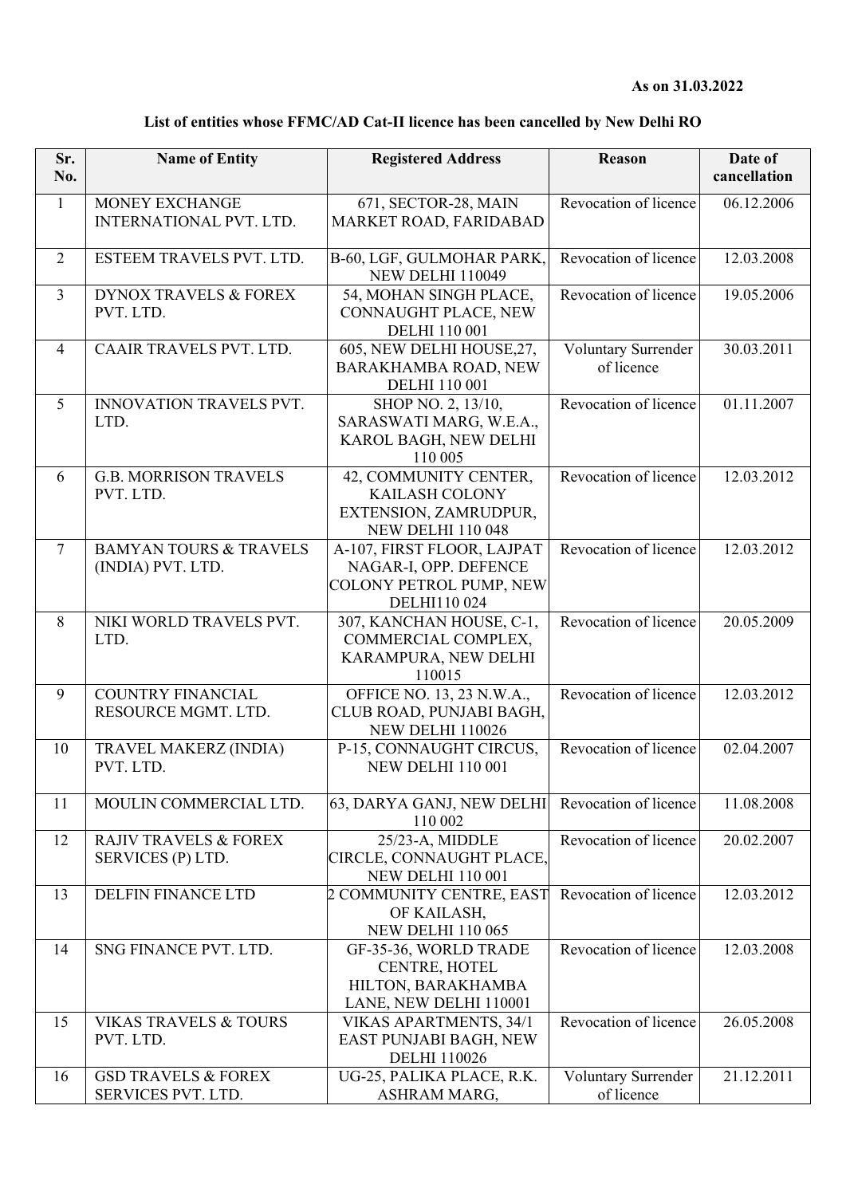**As on 31.03.2022**

**List of entities whose FFMC/AD Cat-II licence has been cancelled by New Delhi RO**

| Sr. No. | Name of Entity | Registered Address | Reason | Date of cancellation |
|---|---|---|---|---|
| 1 | MONEY EXCHANGE INTERNATIONAL PVT. LTD. | 671, SECTOR-28, MAIN MARKET ROAD, FARIDABAD | Revocation of licence | 06.12.2006 |
| 2 | ESTEEM TRAVELS PVT. LTD. | B-60, LGF, GULMOHAR PARK, NEW DELHI 110049 | Revocation of licence | 12.03.2008 |
| 3 | DYNOX TRAVELS & FOREX PVT. LTD. | 54, MOHAN SINGH PLACE, CONNAUGHT PLACE, NEW DELHI 110 001 | Revocation of licence | 19.05.2006 |
| 4 | CAAIR TRAVELS PVT. LTD. | 605, NEW DELHI HOUSE,27, BARAKHAMBA ROAD, NEW DELHI 110 001 | Voluntary Surrender of licence | 30.03.2011 |
| 5 | INNOVATION TRAVELS PVT. LTD. | SHOP NO. 2, 13/10, SARASWATI MARG, W.E.A., KAROL BAGH, NEW DELHI 110 005 | Revocation of licence | 01.11.2007 |
| 6 | G.B. MORRISON TRAVELS PVT. LTD. | 42, COMMUNITY CENTER, KAILASH COLONY EXTENSION, ZAMRUDPUR, NEW DELHI 110 048 | Revocation of licence | 12.03.2012 |
| 7 | BAMYAN TOURS & TRAVELS (INDIA) PVT. LTD. | A-107, FIRST FLOOR, LAJPAT NAGAR-I, OPP. DEFENCE COLONY PETROL PUMP, NEW DELHI110 024 | Revocation of licence | 12.03.2012 |
| 8 | NIKI WORLD TRAVELS PVT. LTD. | 307, KANCHAN HOUSE, C-1, COMMERCIAL COMPLEX, KARAMPURA, NEW DELHI 110015 | Revocation of licence | 20.05.2009 |
| 9 | COUNTRY FINANCIAL RESOURCE MGMT. LTD. | OFFICE NO. 13, 23 N.W.A., CLUB ROAD, PUNJABI BAGH, NEW DELHI 110026 | Revocation of licence | 12.03.2012 |
| 10 | TRAVEL MAKERZ (INDIA) PVT. LTD. | P-15, CONNAUGHT CIRCUS, NEW DELHI 110 001 | Revocation of licence | 02.04.2007 |
| 11 | MOULIN COMMERCIAL LTD. | 63, DARYA GANJ, NEW DELHI 110 002 | Revocation of licence | 11.08.2008 |
| 12 | RAJIV TRAVELS & FOREX SERVICES (P) LTD. | 25/23-A, MIDDLE CIRCLE, CONNAUGHT PLACE, NEW DELHI 110 001 | Revocation of licence | 20.02.2007 |
| 13 | DELFIN FINANCE LTD | 2 COMMUNITY CENTRE, EAST OF KAILASH, NEW DELHI 110 065 | Revocation of licence | 12.03.2012 |
| 14 | SNG FINANCE PVT. LTD. | GF-35-36, WORLD TRADE CENTRE, HOTEL HILTON, BARAKHAMBA LANE, NEW DELHI 110001 | Revocation of licence | 12.03.2008 |
| 15 | VIKAS TRAVELS & TOURS PVT. LTD. | VIKAS APARTMENTS, 34/1 EAST PUNJABI BAGH, NEW DELHI 110026 | Revocation of licence | 26.05.2008 |
| 16 | GSD TRAVELS & FOREX SERVICES PVT. LTD. | UG-25, PALIKA PLACE, R.K. ASHRAM MARG, | Voluntary Surrender of licence | 21.12.2011 |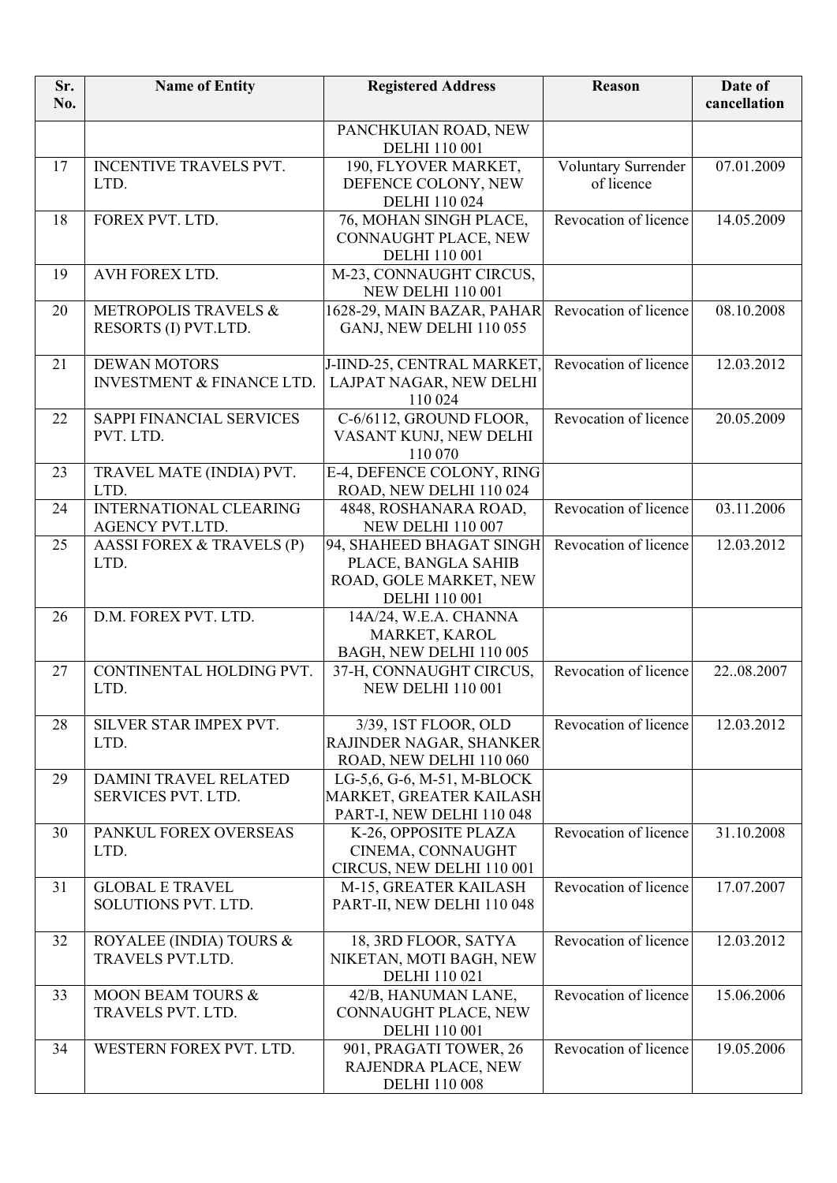| Sr. No. | Name of Entity | Registered Address | Reason | Date of cancellation |
|---|---|---|---|---|
| | | PANCHKUIAN ROAD, NEW DELHI 110 001 | | |
| 17 | INCENTIVE TRAVELS PVT. LTD. | 190, FLYOVER MARKET, DEFENCE COLONY, NEW DELHI 110 024 | Voluntary Surrender of licence | 07.01.2009 |
| 18 | FOREX PVT. LTD. | 76, MOHAN SINGH PLACE, CONNAUGHT PLACE, NEW DELHI 110 001 | Revocation of licence | 14.05.2009 |
| 19 | AVH FOREX LTD. | M-23, CONNAUGHT CIRCUS, NEW DELHI 110 001 | | |
| 20 | METROPOLIS TRAVELS & RESORTS (I) PVT.LTD. | 1628-29, MAIN BAZAR, PAHAR GANJ, NEW DELHI 110 055 | Revocation of licence | 08.10.2008 |
| 21 | DEWAN MOTORS INVESTMENT & FINANCE LTD. | J-IIND-25, CENTRAL MARKET, LAJPAT NAGAR, NEW DELHI 110 024 | Revocation of licence | 12.03.2012 |
| 22 | SAPPI FINANCIAL SERVICES PVT. LTD. | C-6/6112, GROUND FLOOR, VASANT KUNJ, NEW DELHI 110 070 | Revocation of licence | 20.05.2009 |
| 23 | TRAVEL MATE (INDIA) PVT. LTD. | E-4, DEFENCE COLONY, RING ROAD, NEW DELHI 110 024 | | |
| 24 | INTERNATIONAL CLEARING AGENCY PVT.LTD. | 4848, ROSHANARA ROAD, NEW DELHI 110 007 | Revocation of licence | 03.11.2006 |
| 25 | AASSI FOREX & TRAVELS (P) LTD. | 94, SHAHEED BHAGAT SINGH PLACE, BANGLA SAHIB ROAD, GOLE MARKET, NEW DELHI 110 001 | Revocation of licence | 12.03.2012 |
| 26 | D.M. FOREX PVT. LTD. | 14A/24, W.E.A. CHANNA MARKET, KAROL BAGH, NEW DELHI 110 005 | | |
| 27 | CONTINENTAL HOLDING PVT. LTD. | 37-H, CONNAUGHT CIRCUS, NEW DELHI 110 001 | Revocation of licence | 22..08.2007 |
| 28 | SILVER STAR IMPEX PVT. LTD. | 3/39, 1ST FLOOR, OLD RAJINDER NAGAR, SHANKER ROAD, NEW DELHI 110 060 | Revocation of licence | 12.03.2012 |
| 29 | DAMINI TRAVEL RELATED SERVICES PVT. LTD. | LG-5,6, G-6, M-51, M-BLOCK MARKET, GREATER KAILASH PART-I, NEW DELHI 110 048 | | |
| 30 | PANKUL FOREX OVERSEAS LTD. | K-26, OPPOSITE PLAZA CINEMA, CONNAUGHT CIRCUS, NEW DELHI 110 001 | Revocation of licence | 31.10.2008 |
| 31 | GLOBAL E TRAVEL SOLUTIONS PVT. LTD. | M-15, GREATER KAILASH PART-II, NEW DELHI 110 048 | Revocation of licence | 17.07.2007 |
| 32 | ROYALEE (INDIA) TOURS & TRAVELS PVT.LTD. | 18, 3RD FLOOR, SATYA NIKETAN, MOTI BAGH, NEW DELHI 110 021 | Revocation of licence | 12.03.2012 |
| 33 | MOON BEAM TOURS & TRAVELS PVT. LTD. | 42/B, HANUMAN LANE, CONNAUGHT PLACE, NEW DELHI 110 001 | Revocation of licence | 15.06.2006 |
| 34 | WESTERN FOREX PVT. LTD. | 901, PRAGATI TOWER, 26 RAJENDRA PLACE, NEW DELHI 110 008 | Revocation of licence | 19.05.2006 |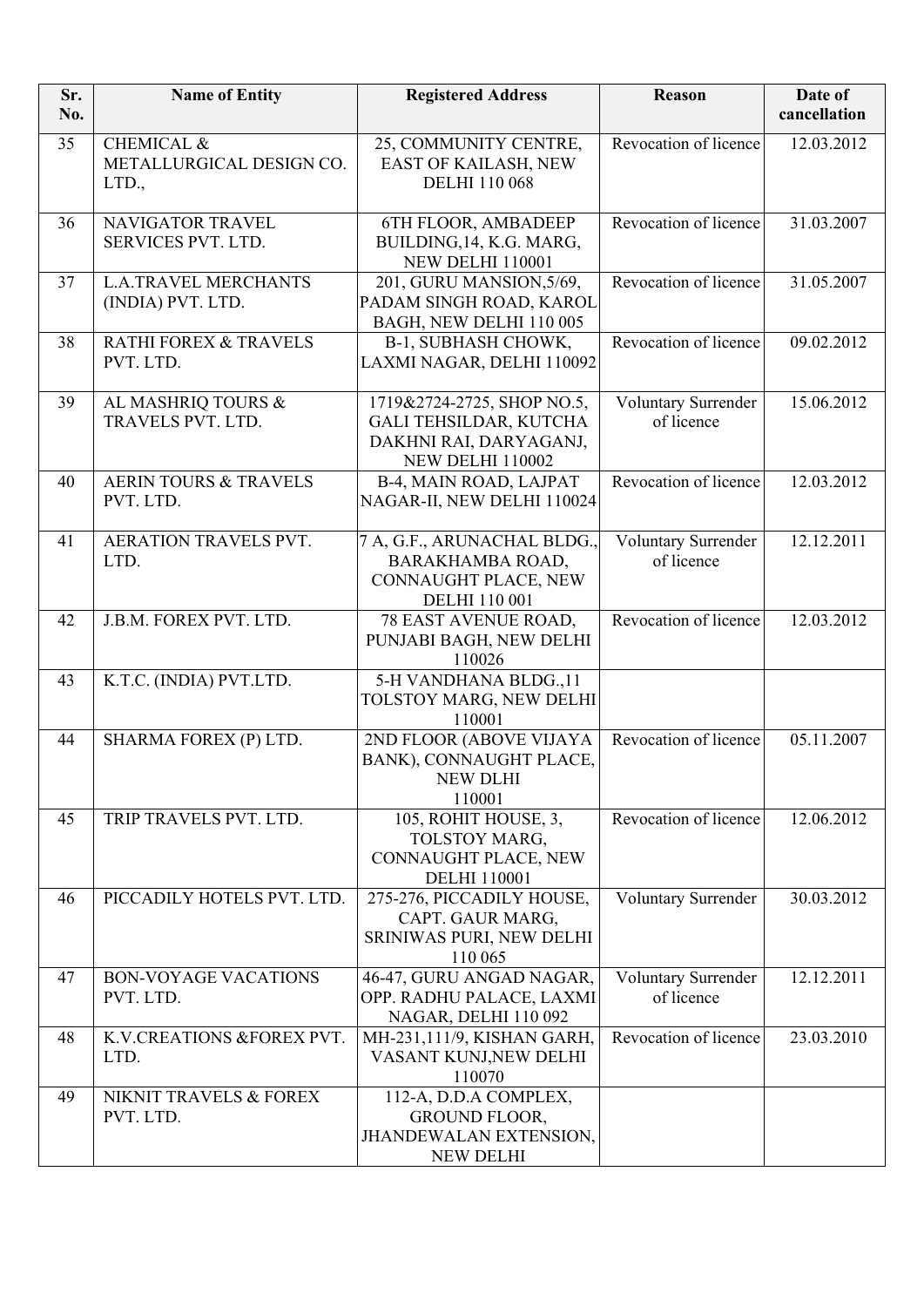| Sr. No. | Name of Entity | Registered Address | Reason | Date of cancellation |
|---|---|---|---|---|
| 35 | CHEMICAL & METALLURGICAL DESIGN CO. LTD., | 25, COMMUNITY CENTRE, EAST OF KAILASH, NEW DELHI 110 068 | Revocation of licence | 12.03.2012 |
| 36 | NAVIGATOR TRAVEL SERVICES PVT. LTD. | 6TH FLOOR, AMBADEEP BUILDING,14, K.G. MARG, NEW DELHI 110001 | Revocation of licence | 31.03.2007 |
| 37 | L.A.TRAVEL MERCHANTS (INDIA) PVT. LTD. | 201, GURU MANSION,5/69, PADAM SINGH ROAD, KAROL BAGH, NEW DELHI 110 005 | Revocation of licence | 31.05.2007 |
| 38 | RATHI FOREX & TRAVELS PVT. LTD. | B-1, SUBHASH CHOWK, LAXMI NAGAR, DELHI 110092 | Revocation of licence | 09.02.2012 |
| 39 | AL MASHRIQ TOURS & TRAVELS PVT. LTD. | 1719&2724-2725, SHOP NO.5, GALI TEHSILDAR, KUTCHA DAKHNI RAI, DARYAGANJ, NEW DELHI 110002 | Voluntary Surrender of licence | 15.06.2012 |
| 40 | AERIN TOURS & TRAVELS PVT. LTD. | B-4, MAIN ROAD, LAJPAT NAGAR-II, NEW DELHI 110024 | Revocation of licence | 12.03.2012 |
| 41 | AERATION TRAVELS PVT. LTD. | 7 A, G.F., ARUNACHAL BLDG., BARAKHAMBA ROAD, CONNAUGHT PLACE, NEW DELHI 110 001 | Voluntary Surrender of licence | 12.12.2011 |
| 42 | J.B.M. FOREX PVT. LTD. | 78 EAST AVENUE ROAD, PUNJABI BAGH, NEW DELHI 110026 | Revocation of licence | 12.03.2012 |
| 43 | K.T.C. (INDIA) PVT.LTD. | 5-H VANDHANA BLDG.,11 TOLSTOY MARG, NEW DELHI 110001 | | |
| 44 | SHARMA FOREX (P) LTD. | 2ND FLOOR (ABOVE VIJAYA BANK), CONNAUGHT PLACE, NEW DLHI 110001 | Revocation of licence | 05.11.2007 |
| 45 | TRIP TRAVELS PVT. LTD. | 105, ROHIT HOUSE, 3, TOLSTOY MARG, CONNAUGHT PLACE, NEW DELHI 110001 | Revocation of licence | 12.06.2012 |
| 46 | PICCADILY HOTELS PVT. LTD. | 275-276, PICCADILY HOUSE, CAPT. GAUR MARG, SRINIWAS PURI, NEW DELHI 110 065 | Voluntary Surrender | 30.03.2012 |
| 47 | BON-VOYAGE VACATIONS PVT. LTD. | 46-47, GURU ANGAD NAGAR, OPP. RADHU PALACE, LAXMI NAGAR, DELHI 110 092 | Voluntary Surrender of licence | 12.12.2011 |
| 48 | K.V.CREATIONS &FOREX PVT. LTD. | MH-231,111/9, KISHAN GARH, VASANT KUNJ,NEW DELHI 110070 | Revocation of licence | 23.03.2010 |
| 49 | NIKNIT TRAVELS & FOREX PVT. LTD. | 112-A, D.D.A COMPLEX, GROUND FLOOR, JHANDEWALAN EXTENSION, NEW DELHI | | |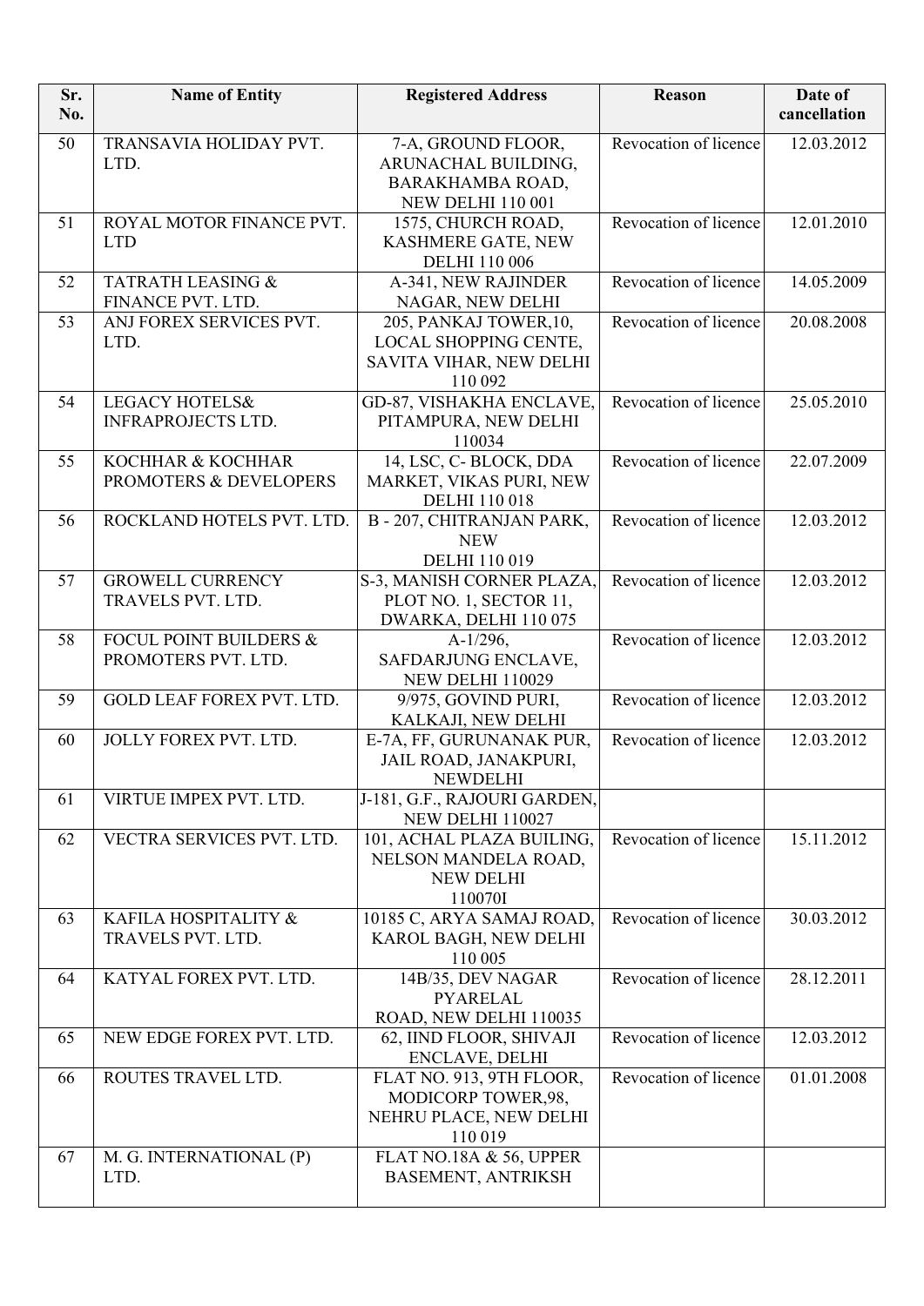| Sr. No. | Name of Entity | Registered Address | Reason | Date of cancellation |
|---|---|---|---|---|
| 50 | TRANSAVIA HOLIDAY PVT. LTD. | 7-A, GROUND FLOOR, ARUNACHAL BUILDING, BARAKHAMBA ROAD, NEW DELHI 110 001 | Revocation of licence | 12.03.2012 |
| 51 | ROYAL MOTOR FINANCE PVT. LTD | 1575, CHURCH ROAD, KASHMERE GATE, NEW DELHI 110 006 | Revocation of licence | 12.01.2010 |
| 52 | TATRATH LEASING & FINANCE PVT. LTD. | A-341, NEW RAJINDER NAGAR, NEW DELHI | Revocation of licence | 14.05.2009 |
| 53 | ANJ FOREX SERVICES PVT. LTD. | 205, PANKAJ TOWER,10, LOCAL SHOPPING CENTE, SAVITA VIHAR, NEW DELHI 110 092 | Revocation of licence | 20.08.2008 |
| 54 | LEGACY HOTELS& INFRAPROJECTS LTD. | GD-87, VISHAKHA ENCLAVE, PITAMPURA, NEW DELHI 110034 | Revocation of licence | 25.05.2010 |
| 55 | KOCHHAR & KOCHHAR PROMOTERS & DEVELOPERS | 14, LSC, C- BLOCK, DDA MARKET, VIKAS PURI, NEW DELHI 110 018 | Revocation of licence | 22.07.2009 |
| 56 | ROCKLAND HOTELS PVT. LTD. | B - 207, CHITRANJAN PARK, NEW DELHI 110 019 | Revocation of licence | 12.03.2012 |
| 57 | GROWELL CURRENCY TRAVELS PVT. LTD. | S-3, MANISH CORNER PLAZA, PLOT NO. 1, SECTOR 11, DWARKA, DELHI 110 075 | Revocation of licence | 12.03.2012 |
| 58 | FOCUL POINT BUILDERS & PROMOTERS PVT. LTD. | A-1/296, SAFDARJUNG ENCLAVE, NEW DELHI 110029 | Revocation of licence | 12.03.2012 |
| 59 | GOLD LEAF FOREX PVT. LTD. | 9/975, GOVIND PURI, KALKAJI, NEW DELHI | Revocation of licence | 12.03.2012 |
| 60 | JOLLY FOREX PVT. LTD. | E-7A, FF, GURUNANAK PUR, JAIL ROAD, JANAKPURI, NEWDELHI | Revocation of licence | 12.03.2012 |
| 61 | VIRTUE IMPEX PVT. LTD. | J-181, G.F., RAJOURI GARDEN, NEW DELHI 110027 | | |
| 62 | VECTRA SERVICES PVT. LTD. | 101, ACHAL PLAZA BUILING, NELSON MANDELA ROAD, NEW DELHI 110070I | Revocation of licence | 15.11.2012 |
| 63 | KAFILA HOSPITALITY & TRAVELS PVT. LTD. | 10185 C, ARYA SAMAJ ROAD, KAROL BAGH, NEW DELHI 110 005 | Revocation of licence | 30.03.2012 |
| 64 | KATYAL FOREX PVT. LTD. | 14B/35, DEV NAGAR PYARELAL ROAD, NEW DELHI 110035 | Revocation of licence | 28.12.2011 |
| 65 | NEW EDGE FOREX PVT. LTD. | 62, IIND FLOOR, SHIVAJI ENCLAVE, DELHI | Revocation of licence | 12.03.2012 |
| 66 | ROUTES TRAVEL LTD. | FLAT NO. 913, 9TH FLOOR, MODICORP TOWER,98, NEHRU PLACE, NEW DELHI 110 019 | Revocation of licence | 01.01.2008 |
| 67 | M. G. INTERNATIONAL (P) LTD. | FLAT NO.18A & 56, UPPER BASEMENT, ANTRIKSH | | |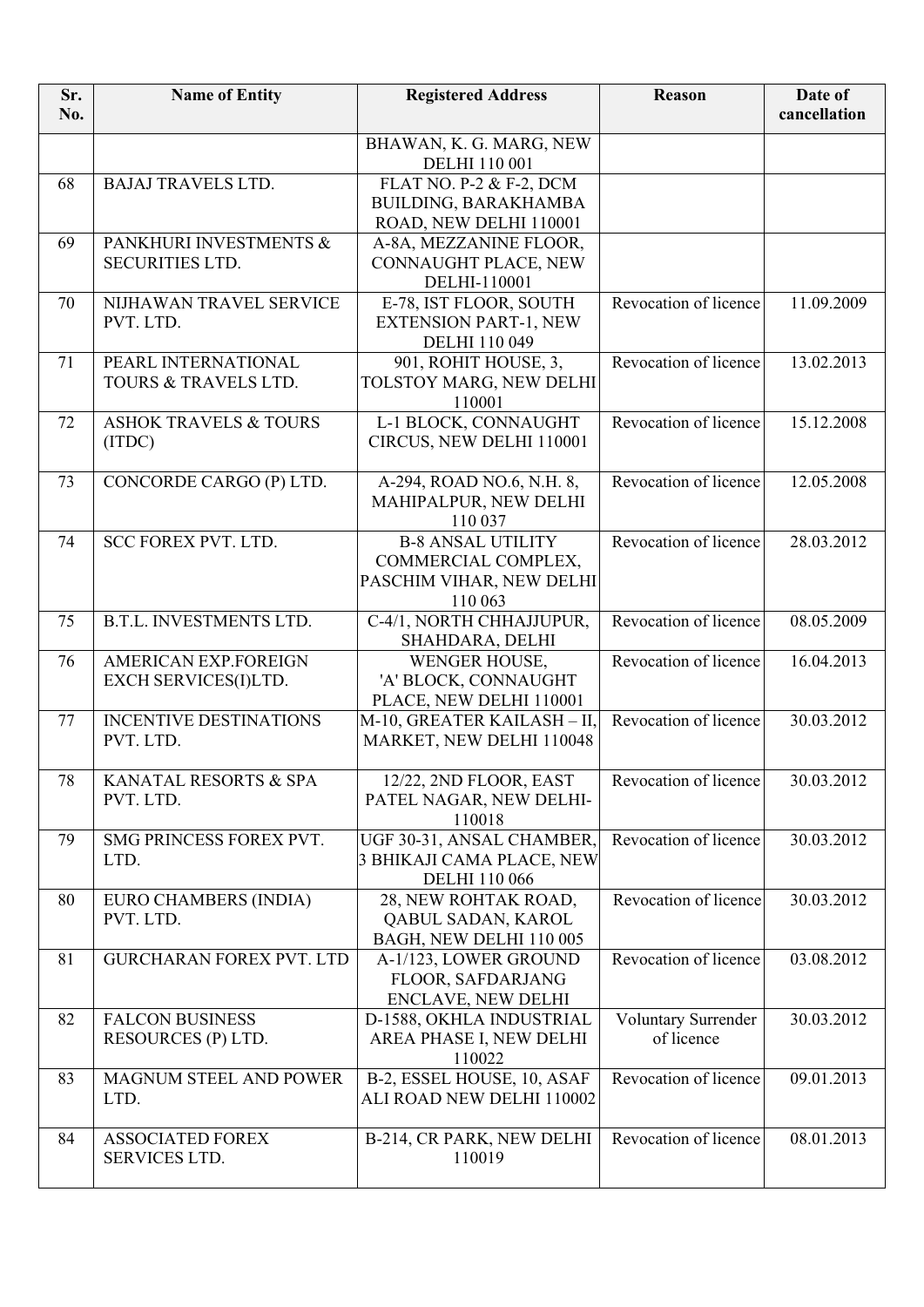| Sr. No. | Name of Entity | Registered Address | Reason | Date of cancellation |
|---|---|---|---|---|
| | | BHAWAN, K. G. MARG, NEW DELHI 110 001 | | |
| 68 | BAJAJ TRAVELS LTD. | FLAT NO. P-2 & F-2, DCM BUILDING, BARAKHAMBA ROAD, NEW DELHI 110001 | | |
| 69 | PANKHURI INVESTMENTS & SECURITIES LTD. | A-8A, MEZZANINE FLOOR, CONNAUGHT PLACE, NEW DELHI-110001 | | |
| 70 | NIJHAWAN TRAVEL SERVICE PVT. LTD. | E-78, IST FLOOR, SOUTH EXTENSION PART-1, NEW DELHI 110 049 | Revocation of licence | 11.09.2009 |
| 71 | PEARL INTERNATIONAL TOURS & TRAVELS LTD. | 901, ROHIT HOUSE, 3, TOLSTOY MARG, NEW DELHI 110001 | Revocation of licence | 13.02.2013 |
| 72 | ASHOK TRAVELS & TOURS (ITDC) | L-1 BLOCK, CONNAUGHT CIRCUS, NEW DELHI 110001 | Revocation of licence | 15.12.2008 |
| 73 | CONCORDE CARGO (P) LTD. | A-294, ROAD NO.6, N.H. 8, MAHIPALPUR, NEW DELHI 110 037 | Revocation of licence | 12.05.2008 |
| 74 | SCC FOREX PVT. LTD. | B-8 ANSAL UTILITY COMMERCIAL COMPLEX, PASCHIM VIHAR, NEW DELHI 110 063 | Revocation of licence | 28.03.2012 |
| 75 | B.T.L. INVESTMENTS LTD. | C-4/1, NORTH CHHAJJUPUR, SHAHDARA, DELHI | Revocation of licence | 08.05.2009 |
| 76 | AMERICAN EXP.FOREIGN EXCH SERVICES(I)LTD. | WENGER HOUSE, 'A' BLOCK, CONNAUGHT PLACE, NEW DELHI 110001 | Revocation of licence | 16.04.2013 |
| 77 | INCENTIVE DESTINATIONS PVT. LTD. | M-10, GREATER KAILASH – II, MARKET, NEW DELHI 110048 | Revocation of licence | 30.03.2012 |
| 78 | KANATAL RESORTS & SPA PVT. LTD. | 12/22, 2ND FLOOR, EAST PATEL NAGAR, NEW DELHI-110018 | Revocation of licence | 30.03.2012 |
| 79 | SMG PRINCESS FOREX PVT. LTD. | UGF 30-31, ANSAL CHAMBER, 3 BHIKAJI CAMA PLACE, NEW DELHI 110 066 | Revocation of licence | 30.03.2012 |
| 80 | EURO CHAMBERS (INDIA) PVT. LTD. | 28, NEW ROHTAK ROAD, QABUL SADAN, KAROL BAGH, NEW DELHI 110 005 | Revocation of licence | 30.03.2012 |
| 81 | GURCHARAN FOREX PVT. LTD | A-1/123, LOWER GROUND FLOOR, SAFDARJANG ENCLAVE, NEW DELHI | Revocation of licence | 03.08.2012 |
| 82 | FALCON BUSINESS RESOURCES (P) LTD. | D-1588, OKHLA INDUSTRIAL AREA PHASE I, NEW DELHI 110022 | Voluntary Surrender of licence | 30.03.2012 |
| 83 | MAGNUM STEEL AND POWER LTD. | B-2, ESSEL HOUSE, 10, ASAF ALI ROAD NEW DELHI 110002 | Revocation of licence | 09.01.2013 |
| 84 | ASSOCIATED FOREX SERVICES LTD. | B-214, CR PARK, NEW DELHI 110019 | Revocation of licence | 08.01.2013 |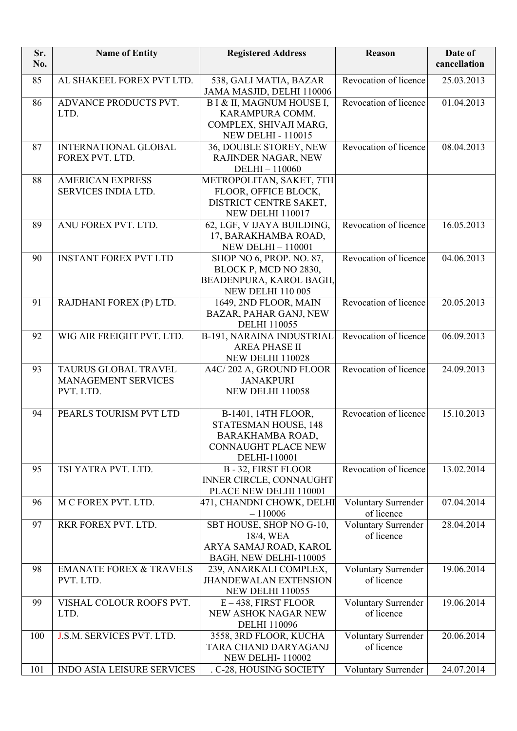| Sr. No. | Name of Entity | Registered Address | Reason | Date of cancellation |
|---|---|---|---|---|
| 85 | AL SHAKEEL FOREX PVT LTD. | 538, GALI MATIA, BAZAR JAMA MASJID, DELHI 110006 | Revocation of licence | 25.03.2013 |
| 86 | ADVANCE PRODUCTS PVT. LTD. | B I & II, MAGNUM HOUSE I, KARAMPURA COMM. COMPLEX, SHIVAJI MARG, NEW DELHI - 110015 | Revocation of licence | 01.04.2013 |
| 87 | INTERNATIONAL GLOBAL FOREX PVT. LTD. | 36, DOUBLE STOREY, NEW RAJINDER NAGAR, NEW DELHI – 110060 | Revocation of licence | 08.04.2013 |
| 88 | AMERICAN EXPRESS SERVICES INDIA LTD. | METROPOLITAN, SAKET, 7TH FLOOR, OFFICE BLOCK, DISTRICT CENTRE SAKET, NEW DELHI 110017 | | |
| 89 | ANU FOREX PVT. LTD. | 62, LGF, V IJAYA BUILDING, 17, BARAKHAMBA ROAD, NEW DELHI – 110001 | Revocation of licence | 16.05.2013 |
| 90 | INSTANT FOREX PVT LTD | SHOP NO 6, PROP. NO. 87, BLOCK P, MCD NO 2830, BEADENPURA, KAROL BAGH, NEW DELHI 110 005 | Revocation of licence | 04.06.2013 |
| 91 | RAJDHANI FOREX (P) LTD. | 1649, 2ND FLOOR, MAIN BAZAR, PAHAR GANJ, NEW DELHI 110055 | Revocation of licence | 20.05.2013 |
| 92 | WIG AIR FREIGHT PVT. LTD. | B-191, NARAINA INDUSTRIAL AREA PHASE II NEW DELHI 110028 | Revocation of licence | 06.09.2013 |
| 93 | TAURUS GLOBAL TRAVEL MANAGEMENT SERVICES PVT. LTD. | A4C/ 202 A, GROUND FLOOR JANAKPURI NEW DELHI 110058 | Revocation of licence | 24.09.2013 |
| 94 | PEARLS TOURISM PVT LTD | B-1401, 14TH FLOOR, STATESMAN HOUSE, 148 BARAKHAMBA ROAD, CONNAUGHT PLACE NEW DELHI-110001 | Revocation of licence | 15.10.2013 |
| 95 | TSI YATRA PVT. LTD. | B - 32, FIRST FLOOR INNER CIRCLE, CONNAUGHT PLACE NEW DELHI 110001 | Revocation of licence | 13.02.2014 |
| 96 | M C FOREX PVT. LTD. | 471, CHANDNI CHOWK, DELHI – 110006 | Voluntary Surrender of licence | 07.04.2014 |
| 97 | RKR FOREX PVT. LTD. | SBT HOUSE, SHOP NO G-10, 18/4, WEA ARYA SAMAJ ROAD, KAROL BAGH, NEW DELHI-110005 | Voluntary Surrender of licence | 28.04.2014 |
| 98 | EMANATE FOREX & TRAVELS PVT. LTD. | 239, ANARKALI COMPLEX, JHANDEWALAN EXTENSION NEW DELHI 110055 | Voluntary Surrender of licence | 19.06.2014 |
| 99 | VISHAL COLOUR ROOFS PVT. LTD. | E – 438, FIRST FLOOR NEW ASHOK NAGAR NEW DELHI 110096 | Voluntary Surrender of licence | 19.06.2014 |
| 100 | J.S.M. SERVICES PVT. LTD. | 3558, 3RD FLOOR, KUCHA TARA CHAND DARYAGANJ NEW DELHI- 110002 | Voluntary Surrender of licence | 20.06.2014 |
| 101 | INDO ASIA LEISURE SERVICES | . C-28, HOUSING SOCIETY | Voluntary Surrender | 24.07.2014 |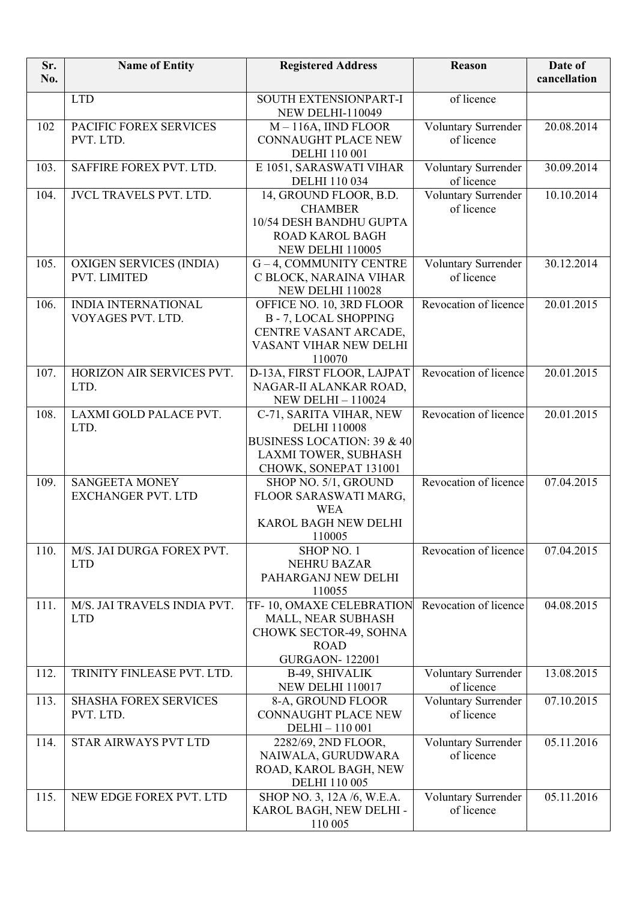| Sr. No. | Name of Entity | Registered Address | Reason | Date of cancellation |
|---|---|---|---|---|
| | LTD | SOUTH EXTENSIONPART-I NEW DELHI-110049 | of licence | |
| 102 | PACIFIC FOREX SERVICES PVT. LTD. | M – 116A, IIND FLOOR CONNAUGHT PLACE NEW DELHI 110 001 | Voluntary Surrender of licence | 20.08.2014 |
| 103. | SAFFIRE FOREX PVT. LTD. | E 1051, SARASWATI VIHAR DELHI 110 034 | Voluntary Surrender of licence | 30.09.2014 |
| 104. | JVCL TRAVELS PVT. LTD. | 14, GROUND FLOOR, B.D. CHAMBER 10/54 DESH BANDHU GUPTA ROAD KAROL BAGH NEW DELHI 110005 | Voluntary Surrender of licence | 10.10.2014 |
| 105. | OXIGEN SERVICES (INDIA) PVT. LIMITED | G – 4, COMMUNITY CENTRE C BLOCK, NARAINA VIHAR NEW DELHI 110028 | Voluntary Surrender of licence | 30.12.2014 |
| 106. | INDIA INTERNATIONAL VOYAGES PVT. LTD. | OFFICE NO. 10, 3RD FLOOR B - 7, LOCAL SHOPPING CENTRE VASANT ARCADE, VASANT VIHAR NEW DELHI 110070 | Revocation of licence | 20.01.2015 |
| 107. | HORIZON AIR SERVICES PVT. LTD. | D-13A, FIRST FLOOR, LAJPAT NAGAR-II ALANKAR ROAD, NEW DELHI – 110024 | Revocation of licence | 20.01.2015 |
| 108. | LAXMI GOLD PALACE PVT. LTD. | C-71, SARITA VIHAR, NEW DELHI 110008 BUSINESS LOCATION: 39 & 40 LAXMI TOWER, SUBHASH CHOWK, SONEPAT 131001 | Revocation of licence | 20.01.2015 |
| 109. | SANGEETA MONEY EXCHANGER PVT. LTD | SHOP NO. 5/1, GROUND FLOOR SARASWATI MARG, WEA KAROL BAGH NEW DELHI 110005 | Revocation of licence | 07.04.2015 |
| 110. | M/S. JAI DURGA FOREX PVT. LTD | SHOP NO. 1 NEHRU BAZAR PAHARGANJ NEW DELHI 110055 | Revocation of licence | 07.04.2015 |
| 111. | M/S. JAI TRAVELS INDIA PVT. LTD | TF- 10, OMAXE CELEBRATION MALL, NEAR SUBHASH CHOWK SECTOR-49, SOHNA ROAD GURGAON- 122001 | Revocation of licence | 04.08.2015 |
| 112. | TRINITY FINLEASE PVT. LTD. | B-49, SHIVALIK NEW DELHI 110017 | Voluntary Surrender of licence | 13.08.2015 |
| 113. | SHASHA FOREX SERVICES PVT. LTD. | 8-A, GROUND FLOOR CONNAUGHT PLACE NEW DELHI – 110 001 | Voluntary Surrender of licence | 07.10.2015 |
| 114. | STAR AIRWAYS PVT LTD | 2282/69, 2ND FLOOR, NAIWALA, GURUDWARA ROAD, KAROL BAGH, NEW DELHI 110 005 | Voluntary Surrender of licence | 05.11.2016 |
| 115. | NEW EDGE FOREX PVT. LTD | SHOP NO. 3, 12A /6, W.E.A. KAROL BAGH, NEW DELHI - 110 005 | Voluntary Surrender of licence | 05.11.2016 |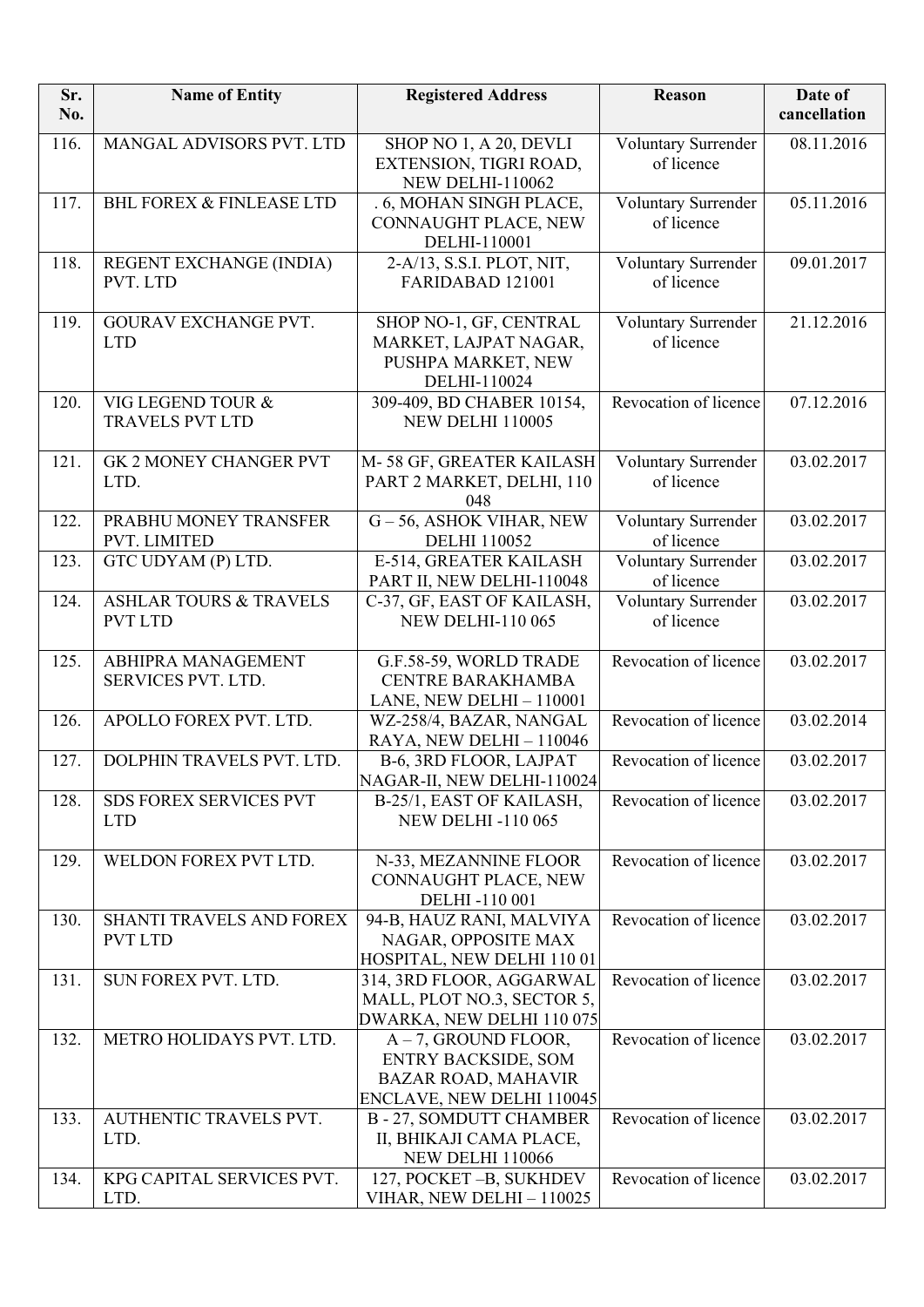| Sr. No. | Name of Entity | Registered Address | Reason | Date of cancellation |
| --- | --- | --- | --- | --- |
| 116. | MANGAL ADVISORS PVT. LTD | SHOP NO 1, A 20, DEVLI EXTENSION, TIGRI ROAD, NEW DELHI-110062 | Voluntary Surrender of licence | 08.11.2016 |
| 117. | BHL FOREX & FINLEASE LTD | . 6, MOHAN SINGH PLACE, CONNAUGHT PLACE, NEW DELHI-110001 | Voluntary Surrender of licence | 05.11.2016 |
| 118. | REGENT EXCHANGE (INDIA) PVT. LTD | 2-A/13, S.S.I. PLOT, NIT, FARIDABAD 121001 | Voluntary Surrender of licence | 09.01.2017 |
| 119. | GOURAV EXCHANGE PVT. LTD | SHOP NO-1, GF, CENTRAL MARKET, LAJPAT NAGAR, PUSHPA MARKET, NEW DELHI-110024 | Voluntary Surrender of licence | 21.12.2016 |
| 120. | VIG LEGEND TOUR & TRAVELS PVT LTD | 309-409, BD CHABER 10154, NEW DELHI 110005 | Revocation of licence | 07.12.2016 |
| 121. | GK 2 MONEY CHANGER PVT LTD. | M- 58 GF, GREATER KAILASH PART 2 MARKET, DELHI, 110 048 | Voluntary Surrender of licence | 03.02.2017 |
| 122. | PRABHU MONEY TRANSFER PVT. LIMITED | G – 56, ASHOK VIHAR, NEW DELHI 110052 | Voluntary Surrender of licence | 03.02.2017 |
| 123. | GTC UDYAM (P) LTD. | E-514, GREATER KAILASH PART II, NEW DELHI-110048 | Voluntary Surrender of licence | 03.02.2017 |
| 124. | ASHLAR TOURS & TRAVELS PVT LTD | C-37, GF, EAST OF KAILASH, NEW DELHI-110 065 | Voluntary Surrender of licence | 03.02.2017 |
| 125. | ABHIPRA MANAGEMENT SERVICES PVT. LTD. | G.F.58-59, WORLD TRADE CENTRE BARAKHAMBA LANE, NEW DELHI – 110001 | Revocation of licence | 03.02.2017 |
| 126. | APOLLO FOREX PVT. LTD. | WZ-258/4, BAZAR, NANGAL RAYA, NEW DELHI – 110046 | Revocation of licence | 03.02.2014 |
| 127. | DOLPHIN TRAVELS PVT. LTD. | B-6, 3RD FLOOR, LAJPAT NAGAR-II, NEW DELHI-110024 | Revocation of licence | 03.02.2017 |
| 128. | SDS FOREX SERVICES PVT LTD | B-25/1, EAST OF KAILASH, NEW DELHI -110 065 | Revocation of licence | 03.02.2017 |
| 129. | WELDON FOREX PVT LTD. | N-33, MEZANNINE FLOOR CONNAUGHT PLACE, NEW DELHI -110 001 | Revocation of licence | 03.02.2017 |
| 130. | SHANTI TRAVELS AND FOREX PVT LTD | 94-B, HAUZ RANI, MALVIYA NAGAR, OPPOSITE MAX HOSPITAL, NEW DELHI 110 01 | Revocation of licence | 03.02.2017 |
| 131. | SUN FOREX PVT. LTD. | 314, 3RD FLOOR, AGGARWAL MALL, PLOT NO.3, SECTOR 5, DWARKA, NEW DELHI 110 075 | Revocation of licence | 03.02.2017 |
| 132. | METRO HOLIDAYS PVT. LTD. | A – 7, GROUND FLOOR, ENTRY BACKSIDE, SOM BAZAR ROAD, MAHAVIR ENCLAVE, NEW DELHI 110045 | Revocation of licence | 03.02.2017 |
| 133. | AUTHENTIC TRAVELS PVT. LTD. | B - 27, SOMDUTT CHAMBER II, BHIKAJI CAMA PLACE, NEW DELHI 110066 | Revocation of licence | 03.02.2017 |
| 134. | KPG CAPITAL SERVICES PVT. LTD. | 127, POCKET –B, SUKHDEV VIHAR, NEW DELHI – 110025 | Revocation of licence | 03.02.2017 |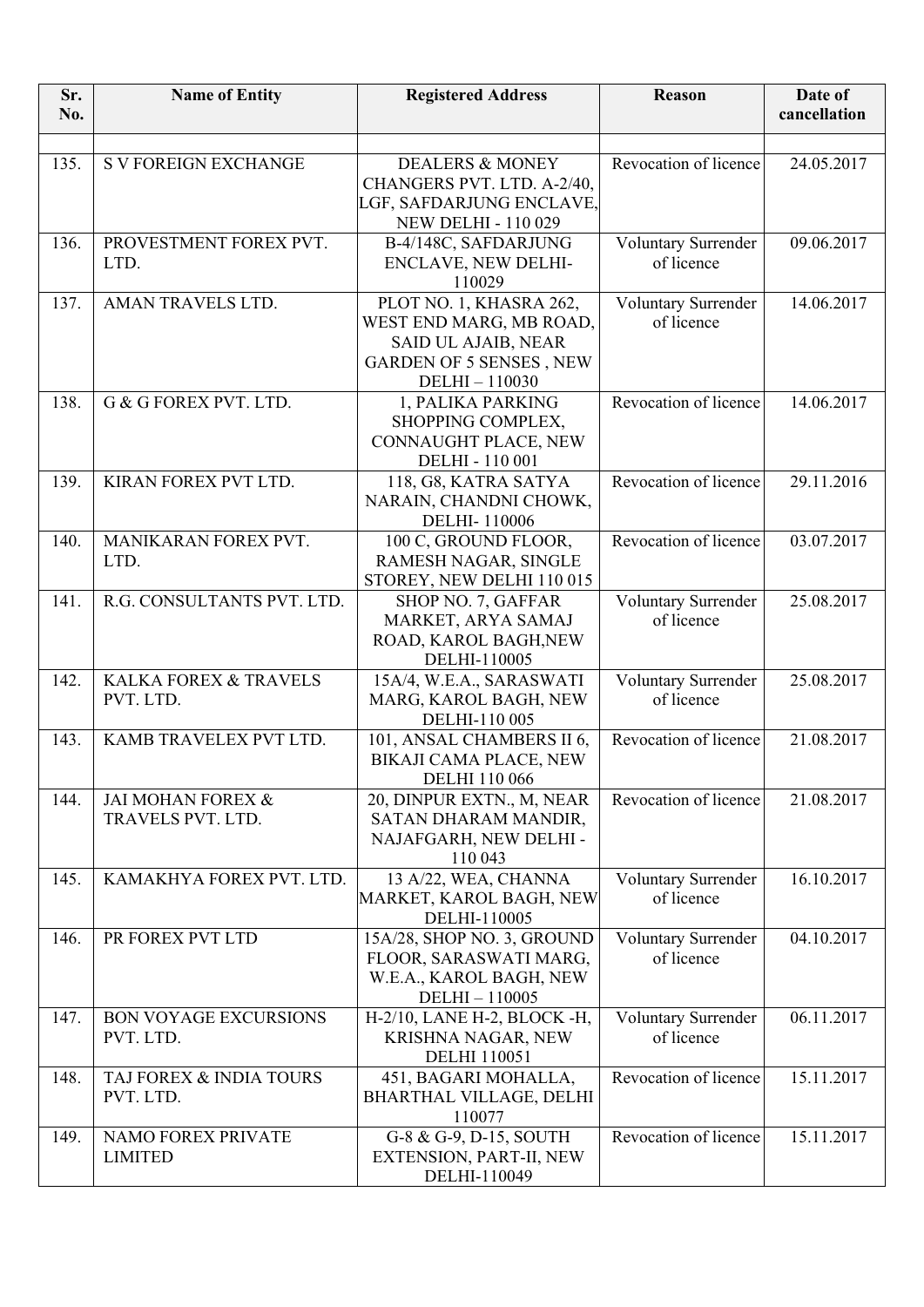| Sr. No. | Name of Entity | Registered Address | Reason | Date of cancellation |
|---|---|---|---|---|
| | | | | |
| 135. | S V FOREIGN EXCHANGE | DEALERS & MONEY CHANGERS PVT. LTD. A-2/40, LGF, SAFDARJUNG ENCLAVE, NEW DELHI - 110 029 | Revocation of licence | 24.05.2017 |
| 136. | PROVESTMENT FOREX PVT. LTD. | B-4/148C, SAFDARJUNG ENCLAVE, NEW DELHI-110029 | Voluntary Surrender of licence | 09.06.2017 |
| 137. | AMAN TRAVELS LTD. | PLOT NO. 1, KHASRA 262, WEST END MARG, MB ROAD, SAID UL AJAIB, NEAR GARDEN OF 5 SENSES , NEW DELHI – 110030 | Voluntary Surrender of licence | 14.06.2017 |
| 138. | G & G FOREX PVT. LTD. | 1, PALIKA PARKING SHOPPING COMPLEX, CONNAUGHT PLACE, NEW DELHI - 110 001 | Revocation of licence | 14.06.2017 |
| 139. | KIRAN FOREX PVT LTD. | 118, G8, KATRA SATYA NARAIN, CHANDNI CHOWK, DELHI- 110006 | Revocation of licence | 29.11.2016 |
| 140. | MANIKARAN FOREX PVT. LTD. | 100 C, GROUND FLOOR, RAMESH NAGAR, SINGLE STOREY, NEW DELHI 110 015 | Revocation of licence | 03.07.2017 |
| 141. | R.G. CONSULTANTS PVT. LTD. | SHOP NO. 7, GAFFAR MARKET, ARYA SAMAJ ROAD, KAROL BAGH,NEW DELHI-110005 | Voluntary Surrender of licence | 25.08.2017 |
| 142. | KALKA FOREX & TRAVELS PVT. LTD. | 15A/4, W.E.A., SARASWATI MARG, KAROL BAGH, NEW DELHI-110 005 | Voluntary Surrender of licence | 25.08.2017 |
| 143. | KAMB TRAVELEX PVT LTD. | 101, ANSAL CHAMBERS II 6, BIKAJI CAMA PLACE, NEW DELHI 110 066 | Revocation of licence | 21.08.2017 |
| 144. | JAI MOHAN FOREX & TRAVELS PVT. LTD. | 20, DINPUR EXTN., M, NEAR SATAN DHARAM MANDIR, NAJAFGARH, NEW DELHI - 110 043 | Revocation of licence | 21.08.2017 |
| 145. | KAMAKHYA FOREX PVT. LTD. | 13 A/22, WEA, CHANNA MARKET, KAROL BAGH, NEW DELHI-110005 | Voluntary Surrender of licence | 16.10.2017 |
| 146. | PR FOREX PVT LTD | 15A/28, SHOP NO. 3, GROUND FLOOR, SARASWATI MARG, W.E.A., KAROL BAGH, NEW DELHI – 110005 | Voluntary Surrender of licence | 04.10.2017 |
| 147. | BON VOYAGE EXCURSIONS PVT. LTD. | H-2/10, LANE H-2, BLOCK -H, KRISHNA NAGAR, NEW DELHI 110051 | Voluntary Surrender of licence | 06.11.2017 |
| 148. | TAJ FOREX & INDIA TOURS PVT. LTD. | 451, BAGARI MOHALLA, BHARTHAL VILLAGE, DELHI 110077 | Revocation of licence | 15.11.2017 |
| 149. | NAMO FOREX PRIVATE LIMITED | G-8 & G-9, D-15, SOUTH EXTENSION, PART-II, NEW DELHI-110049 | Revocation of licence | 15.11.2017 |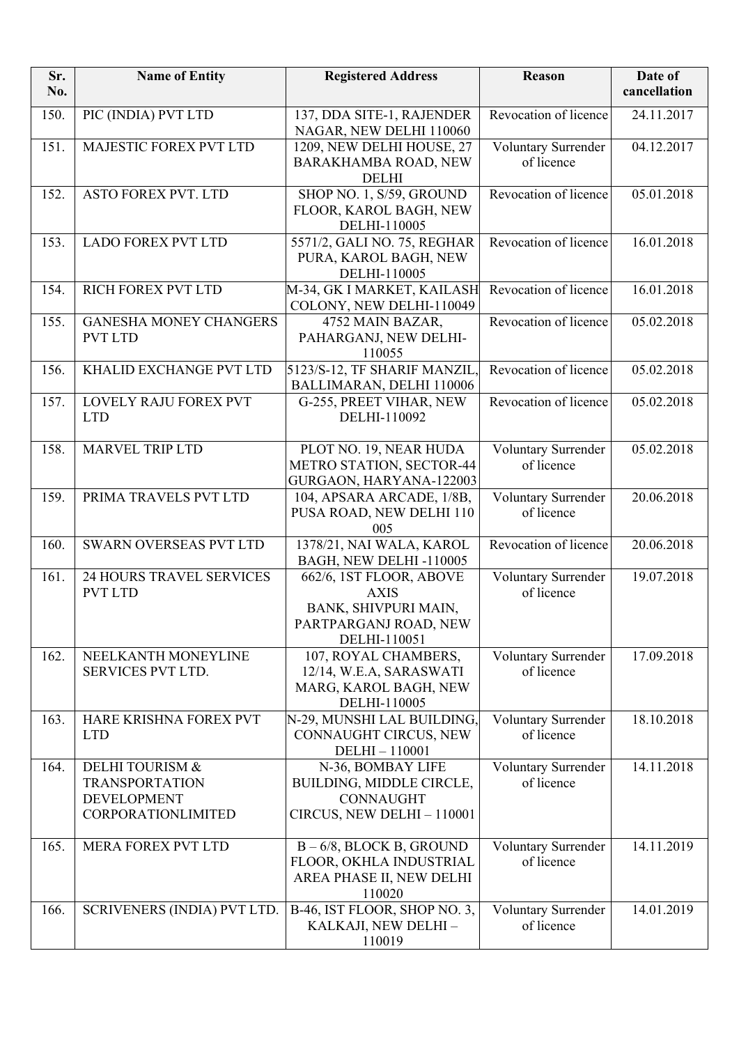| Sr. No. | Name of Entity | Registered Address | Reason | Date of cancellation |
|---|---|---|---|---|
| 150. | PIC (INDIA) PVT LTD | 137, DDA SITE-1, RAJENDER NAGAR, NEW DELHI 110060 | Revocation of licence | 24.11.2017 |
| 151. | MAJESTIC FOREX PVT LTD | 1209, NEW DELHI HOUSE, 27 BARAKHAMBA ROAD, NEW DELHI | Voluntary Surrender of licence | 04.12.2017 |
| 152. | ASTO FOREX PVT. LTD | SHOP NO. 1, S/59, GROUND FLOOR, KAROL BAGH, NEW DELHI-110005 | Revocation of licence | 05.01.2018 |
| 153. | LADO FOREX PVT LTD | 5571/2, GALI NO. 75, REGHAR PURA, KAROL BAGH, NEW DELHI-110005 | Revocation of licence | 16.01.2018 |
| 154. | RICH FOREX PVT LTD | M-34, GK I MARKET, KAILASH COLONY, NEW DELHI-110049 | Revocation of licence | 16.01.2018 |
| 155. | GANESHA MONEY CHANGERS PVT LTD | 4752 MAIN BAZAR, PAHARGANJ, NEW DELHI-110055 | Revocation of licence | 05.02.2018 |
| 156. | KHALID EXCHANGE PVT LTD | 5123/S-12, TF SHARIF MANZIL, BALLIMARAN, DELHI 110006 | Revocation of licence | 05.02.2018 |
| 157. | LOVELY RAJU FOREX PVT LTD | G-255, PREET VIHAR, NEW DELHI-110092 | Revocation of licence | 05.02.2018 |
| 158. | MARVEL TRIP LTD | PLOT NO. 19, NEAR HUDA METRO STATION, SECTOR-44 GURGAON, HARYANA-122003 | Voluntary Surrender of licence | 05.02.2018 |
| 159. | PRIMA TRAVELS PVT LTD | 104, APSARA ARCADE, 1/8B, PUSA ROAD, NEW DELHI 110 005 | Voluntary Surrender of licence | 20.06.2018 |
| 160. | SWARN OVERSEAS PVT LTD | 1378/21, NAI WALA, KAROL BAGH, NEW DELHI -110005 | Revocation of licence | 20.06.2018 |
| 161. | 24 HOURS TRAVEL SERVICES PVT LTD | 662/6, 1ST FLOOR, ABOVE AXIS BANK, SHIVPURI MAIN, PARTPARGANJ ROAD, NEW DELHI-110051 | Voluntary Surrender of licence | 19.07.2018 |
| 162. | NEELKANTH MONEYLINE SERVICES PVT LTD. | 107, ROYAL CHAMBERS, 12/14, W.E.A, SARASWATI MARG, KAROL BAGH, NEW DELHI-110005 | Voluntary Surrender of licence | 17.09.2018 |
| 163. | HARE KRISHNA FOREX PVT LTD | N-29, MUNSHI LAL BUILDING, CONNAUGHT CIRCUS, NEW DELHI – 110001 | Voluntary Surrender of licence | 18.10.2018 |
| 164. | DELHI TOURISM & TRANSPORTATION DEVELOPMENT CORPORATIONLIMITED | N-36, BOMBAY LIFE BUILDING, MIDDLE CIRCLE, CONNAUGHT CIRCUS, NEW DELHI – 110001 | Voluntary Surrender of licence | 14.11.2018 |
| 165. | MERA FOREX PVT LTD | B – 6/8, BLOCK B, GROUND FLOOR, OKHLA INDUSTRIAL AREA PHASE II, NEW DELHI 110020 | Voluntary Surrender of licence | 14.11.2019 |
| 166. | SCRIVENERS (INDIA) PVT LTD. | B-46, IST FLOOR, SHOP NO. 3, KALKAJI, NEW DELHI – 110019 | Voluntary Surrender of licence | 14.01.2019 |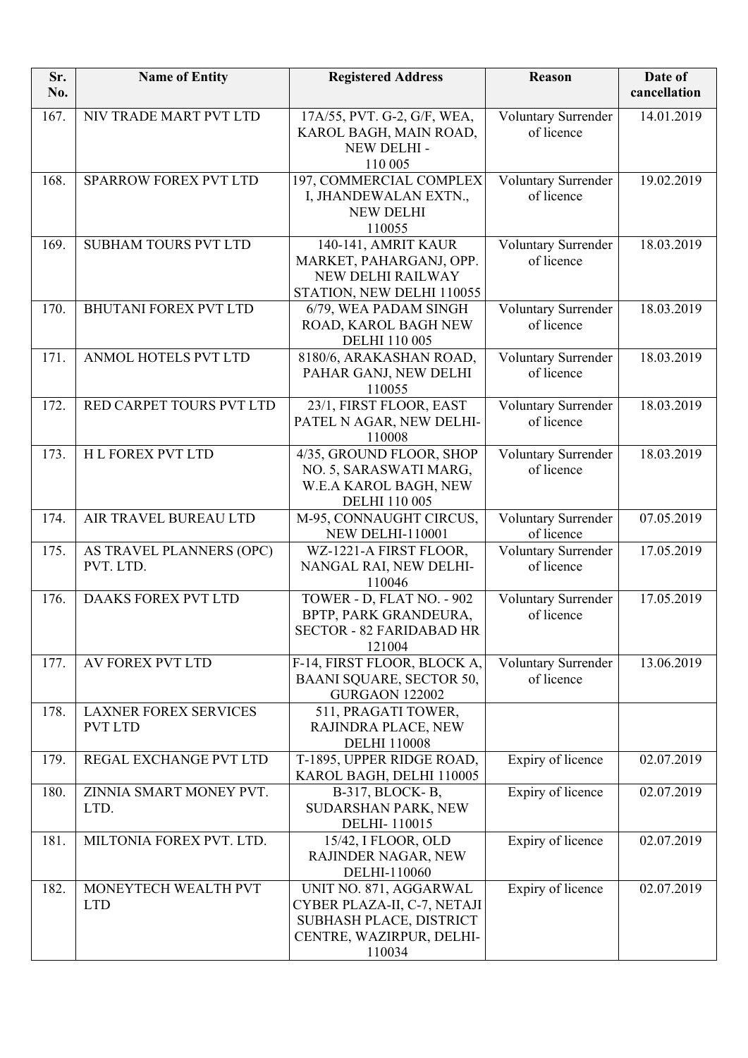| Sr. No. | Name of Entity | Registered Address | Reason | Date of cancellation |
|---|---|---|---|---|
| 167. | NIV TRADE MART PVT LTD | 17A/55, PVT. G-2, G/F, WEA, KAROL BAGH, MAIN ROAD, NEW DELHI - 110 005 | Voluntary Surrender of licence | 14.01.2019 |
| 168. | SPARROW FOREX PVT LTD | 197, COMMERCIAL COMPLEX I, JHANDEWALAN EXTN., NEW DELHI 110055 | Voluntary Surrender of licence | 19.02.2019 |
| 169. | SUBHAM TOURS PVT LTD | 140-141, AMRIT KAUR MARKET, PAHARGANJ, OPP. NEW DELHI RAILWAY STATION, NEW DELHI 110055 | Voluntary Surrender of licence | 18.03.2019 |
| 170. | BHUTANI FOREX PVT LTD | 6/79, WEA PADAM SINGH ROAD, KAROL BAGH NEW DELHI 110 005 | Voluntary Surrender of licence | 18.03.2019 |
| 171. | ANMOL HOTELS PVT LTD | 8180/6, ARAKASHAN ROAD, PAHAR GANJ, NEW DELHI 110055 | Voluntary Surrender of licence | 18.03.2019 |
| 172. | RED CARPET TOURS PVT LTD | 23/1, FIRST FLOOR, EAST PATEL N AGAR, NEW DELHI-110008 | Voluntary Surrender of licence | 18.03.2019 |
| 173. | H L FOREX PVT LTD | 4/35, GROUND FLOOR, SHOP NO. 5, SARASWATI MARG, W.E.A KAROL BAGH, NEW DELHI 110 005 | Voluntary Surrender of licence | 18.03.2019 |
| 174. | AIR TRAVEL BUREAU LTD | M-95, CONNAUGHT CIRCUS, NEW DELHI-110001 | Voluntary Surrender of licence | 07.05.2019 |
| 175. | AS TRAVEL PLANNERS (OPC) PVT. LTD. | WZ-1221-A FIRST FLOOR, NANGAL RAI, NEW DELHI-110046 | Voluntary Surrender of licence | 17.05.2019 |
| 176. | DAAKS FOREX PVT LTD | TOWER - D, FLAT NO. - 902 BPTP, PARK GRANDEURA, SECTOR - 82 FARIDABAD HR 121004 | Voluntary Surrender of licence | 17.05.2019 |
| 177. | AV FOREX PVT LTD | F-14, FIRST FLOOR, BLOCK A, BAANI SQUARE, SECTOR 50, GURGAON 122002 | Voluntary Surrender of licence | 13.06.2019 |
| 178. | LAXNER FOREX SERVICES PVT LTD | 511, PRAGATI TOWER, RAJINDRA PLACE, NEW DELHI 110008 | | |
| 179. | REGAL EXCHANGE PVT LTD | T-1895, UPPER RIDGE ROAD, KAROL BAGH, DELHI 110005 | Expiry of licence | 02.07.2019 |
| 180. | ZINNIA SMART MONEY PVT. LTD. | B-317, BLOCK- B, SUDARSHAN PARK, NEW DELHI- 110015 | Expiry of licence | 02.07.2019 |
| 181. | MILTONIA FOREX PVT. LTD. | 15/42, I FLOOR, OLD RAJINDER NAGAR, NEW DELHI-110060 | Expiry of licence | 02.07.2019 |
| 182. | MONEYTECH WEALTH PVT LTD | UNIT NO. 871, AGGARWAL CYBER PLAZA-II, C-7, NETAJI SUBHASH PLACE, DISTRICT CENTRE, WAZIRPUR, DELHI-110034 | Expiry of licence | 02.07.2019 |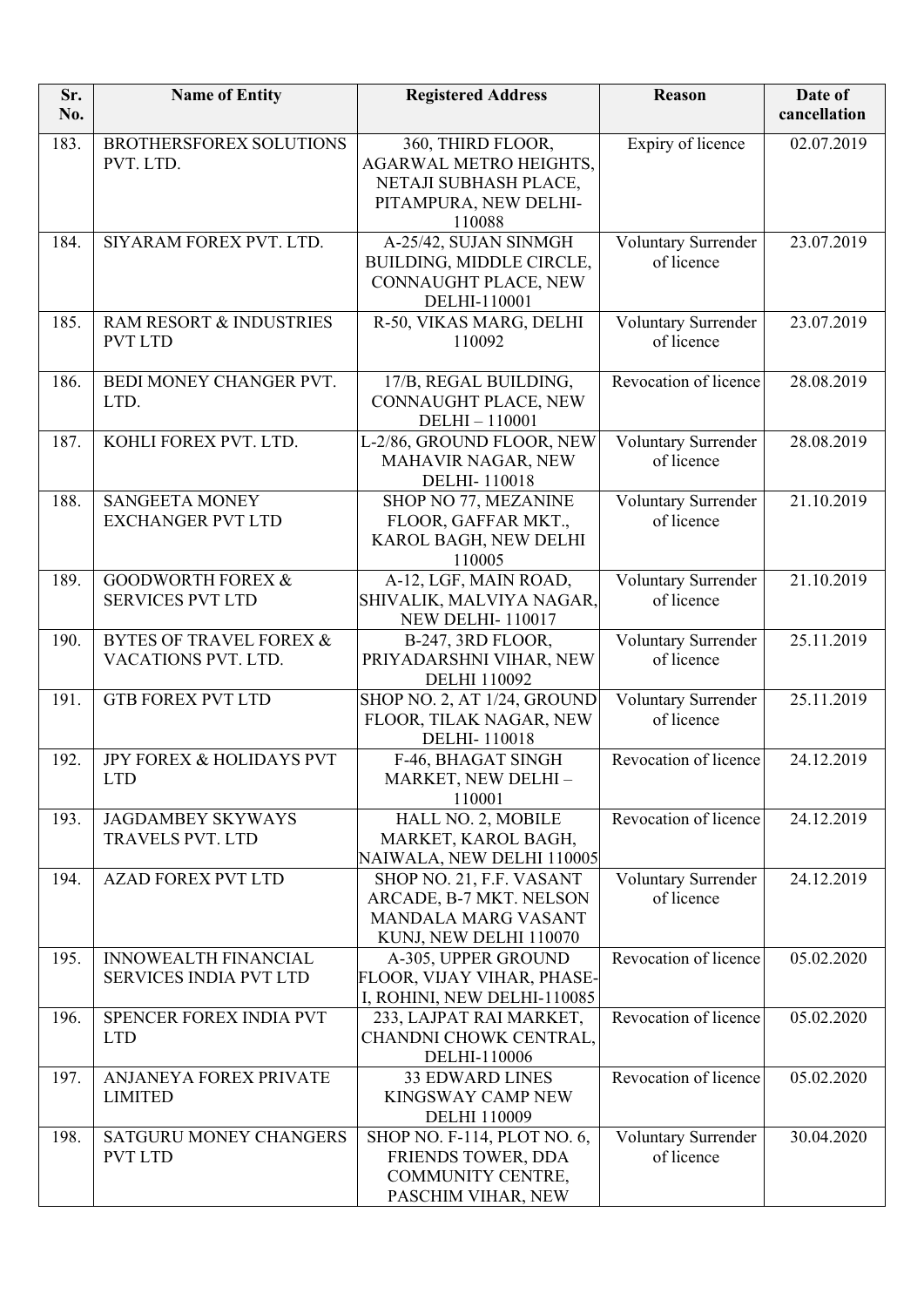| Sr. No. | Name of Entity | Registered Address | Reason | Date of cancellation |
|---|---|---|---|---|
| 183. | BROTHERSFOREX SOLUTIONS PVT. LTD. | 360, THIRD FLOOR, AGARWAL METRO HEIGHTS, NETAJI SUBHASH PLACE, PITAMPURA, NEW DELHI-110088 | Expiry of licence | 02.07.2019 |
| 184. | SIYARAM FOREX PVT. LTD. | A-25/42, SUJAN SINMGH BUILDING, MIDDLE CIRCLE, CONNAUGHT PLACE, NEW DELHI-110001 | Voluntary Surrender of licence | 23.07.2019 |
| 185. | RAM RESORT & INDUSTRIES PVT LTD | R-50, VIKAS MARG, DELHI 110092 | Voluntary Surrender of licence | 23.07.2019 |
| 186. | BEDI MONEY CHANGER PVT. LTD. | 17/B, REGAL BUILDING, CONNAUGHT PLACE, NEW DELHI – 110001 | Revocation of licence | 28.08.2019 |
| 187. | KOHLI FOREX PVT. LTD. | L-2/86, GROUND FLOOR, NEW MAHAVIR NAGAR, NEW DELHI- 110018 | Voluntary Surrender of licence | 28.08.2019 |
| 188. | SANGEETA MONEY EXCHANGER PVT LTD | SHOP NO 77, MEZANINE FLOOR, GAFFAR MKT., KAROL BAGH, NEW DELHI 110005 | Voluntary Surrender of licence | 21.10.2019 |
| 189. | GOODWORTH FOREX & SERVICES PVT LTD | A-12, LGF, MAIN ROAD, SHIVALIK, MALVIYA NAGAR, NEW DELHI- 110017 | Voluntary Surrender of licence | 21.10.2019 |
| 190. | BYTES OF TRAVEL FOREX & VACATIONS PVT. LTD. | B-247, 3RD FLOOR, PRIYADARSHNI VIHAR, NEW DELHI 110092 | Voluntary Surrender of licence | 25.11.2019 |
| 191. | GTB FOREX PVT LTD | SHOP NO. 2, AT 1/24, GROUND FLOOR, TILAK NAGAR, NEW DELHI- 110018 | Voluntary Surrender of licence | 25.11.2019 |
| 192. | JPY FOREX & HOLIDAYS PVT LTD | F-46, BHAGAT SINGH MARKET, NEW DELHI – 110001 | Revocation of licence | 24.12.2019 |
| 193. | JAGDAMBEY SKYWAYS TRAVELS PVT. LTD | HALL NO. 2, MOBILE MARKET, KAROL BAGH, NAIWALA, NEW DELHI 110005 | Revocation of licence | 24.12.2019 |
| 194. | AZAD FOREX PVT LTD | SHOP NO. 21, F.F. VASANT ARCADE, B-7 MKT. NELSON MANDALA MARG VASANT KUNJ, NEW DELHI 110070 | Voluntary Surrender of licence | 24.12.2019 |
| 195. | INNOWEALTH FINANCIAL SERVICES INDIA PVT LTD | A-305, UPPER GROUND FLOOR, VIJAY VIHAR, PHASE-I, ROHINI, NEW DELHI-110085 | Revocation of licence | 05.02.2020 |
| 196. | SPENCER FOREX INDIA PVT LTD | 233, LAJPAT RAI MARKET, CHANDNI CHOWK CENTRAL, DELHI-110006 | Revocation of licence | 05.02.2020 |
| 197. | ANJANEYA FOREX PRIVATE LIMITED | 33 EDWARD LINES KINGSWAY CAMP NEW DELHI 110009 | Revocation of licence | 05.02.2020 |
| 198. | SATGURU MONEY CHANGERS PVT LTD | SHOP NO. F-114, PLOT NO. 6, FRIENDS TOWER, DDA COMMUNITY CENTRE, PASCHIM VIHAR, NEW | Voluntary Surrender of licence | 30.04.2020 |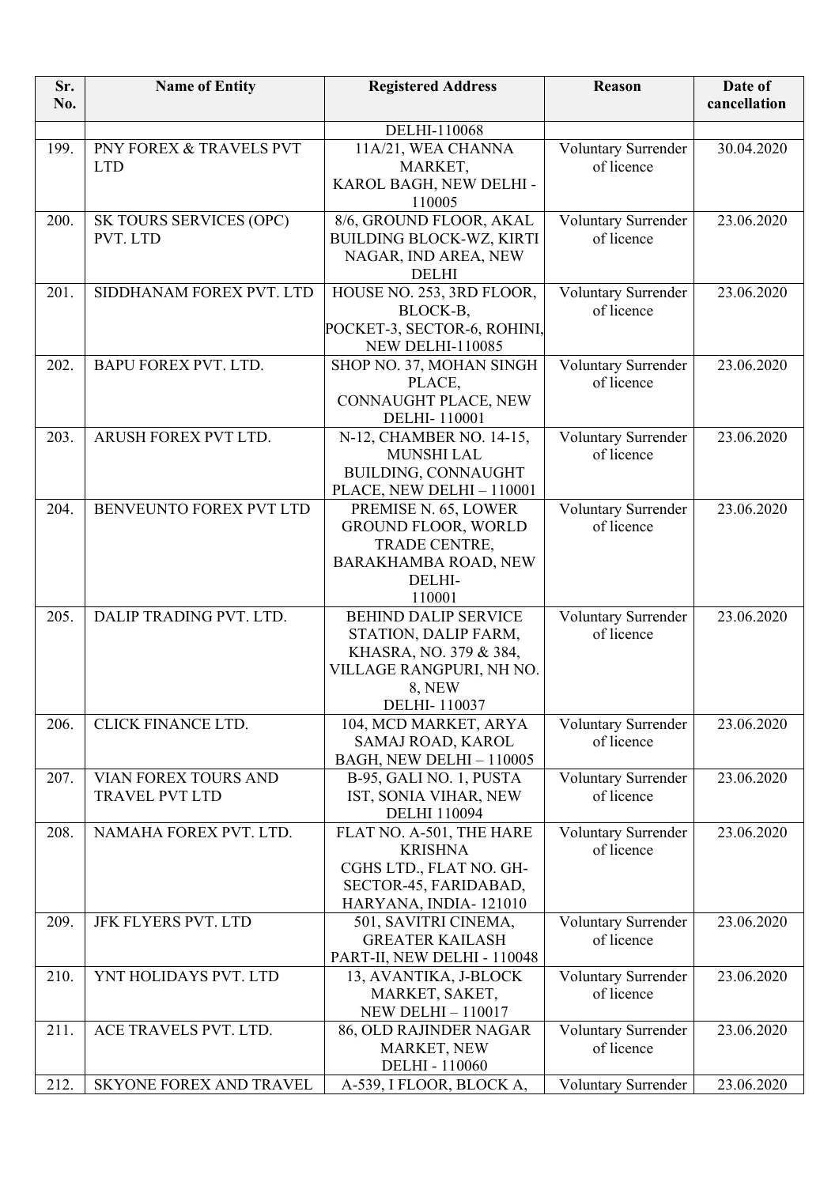| Sr. No. | Name of Entity | Registered Address | Reason | Date of cancellation |
|---|---|---|---|---|
| | | DELHI-110068 | | |
| 199. | PNY FOREX & TRAVELS PVT LTD | 11A/21, WEA CHANNA MARKET, KAROL BAGH, NEW DELHI - 110005 | Voluntary Surrender of licence | 30.04.2020 |
| 200. | SK TOURS SERVICES (OPC) PVT. LTD | 8/6, GROUND FLOOR, AKAL BUILDING BLOCK-WZ, KIRTI NAGAR, IND AREA, NEW DELHI | Voluntary Surrender of licence | 23.06.2020 |
| 201. | SIDDHANAM FOREX PVT. LTD | HOUSE NO. 253, 3RD FLOOR, BLOCK-B, POCKET-3, SECTOR-6, ROHINI, NEW DELHI-110085 | Voluntary Surrender of licence | 23.06.2020 |
| 202. | BAPU FOREX PVT. LTD. | SHOP NO. 37, MOHAN SINGH PLACE, CONNAUGHT PLACE, NEW DELHI- 110001 | Voluntary Surrender of licence | 23.06.2020 |
| 203. | ARUSH FOREX PVT LTD. | N-12, CHAMBER NO. 14-15, MUNSHI LAL BUILDING, CONNAUGHT PLACE, NEW DELHI – 110001 | Voluntary Surrender of licence | 23.06.2020 |
| 204. | BENVEUNTO FOREX PVT LTD | PREMISE N. 65, LOWER GROUND FLOOR, WORLD TRADE CENTRE, BARAKHAMBA ROAD, NEW DELHI- 110001 | Voluntary Surrender of licence | 23.06.2020 |
| 205. | DALIP TRADING PVT. LTD. | BEHIND DALIP SERVICE STATION, DALIP FARM, KHASRA, NO. 379 & 384, VILLAGE RANGPURI, NH NO. 8, NEW DELHI- 110037 | Voluntary Surrender of licence | 23.06.2020 |
| 206. | CLICK FINANCE LTD. | 104, MCD MARKET, ARYA SAMAJ ROAD, KAROL BAGH, NEW DELHI – 110005 | Voluntary Surrender of licence | 23.06.2020 |
| 207. | VIAN FOREX TOURS AND TRAVEL PVT LTD | B-95, GALI NO. 1, PUSTA IST, SONIA VIHAR, NEW DELHI 110094 | Voluntary Surrender of licence | 23.06.2020 |
| 208. | NAMAHA FOREX PVT. LTD. | FLAT NO. A-501, THE HARE KRISHNA CGHS LTD., FLAT NO. GH- SECTOR-45, FARIDABAD, HARYANA, INDIA- 121010 | Voluntary Surrender of licence | 23.06.2020 |
| 209. | JFK FLYERS PVT. LTD | 501, SAVITRI CINEMA, GREATER KAILASH PART-II, NEW DELHI - 110048 | Voluntary Surrender of licence | 23.06.2020 |
| 210. | YNT HOLIDAYS PVT. LTD | 13, AVANTIKA, J-BLOCK MARKET, SAKET, NEW DELHI – 110017 | Voluntary Surrender of licence | 23.06.2020 |
| 211. | ACE TRAVELS PVT. LTD. | 86, OLD RAJINDER NAGAR MARKET, NEW DELHI - 110060 | Voluntary Surrender of licence | 23.06.2020 |
| 212. | SKYONE FOREX AND TRAVEL | A-539, I FLOOR, BLOCK A, | Voluntary Surrender | 23.06.2020 |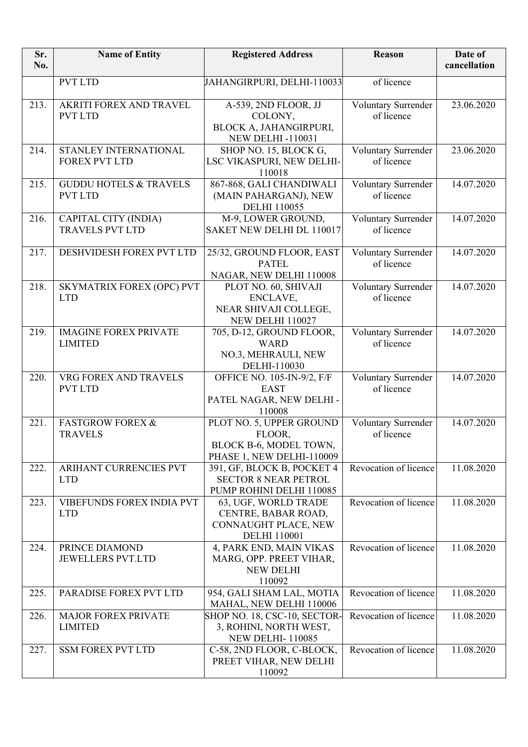| Sr. No. | Name of Entity | Registered Address | Reason | Date of cancellation |
|---|---|---|---|---|
| | PVT LTD | JAHANGIRPURI, DELHI-110033 | of licence | |
| 213. | AKRITI FOREX AND TRAVEL PVT LTD | A-539, 2ND FLOOR, JJ COLONY, BLOCK A, JAHANGIRPURI, NEW DELHI -110031 | Voluntary Surrender of licence | 23.06.2020 |
| 214. | STANLEY INTERNATIONAL FOREX PVT LTD | SHOP NO. 15, BLOCK G, LSC VIKASPURI, NEW DELHI-110018 | Voluntary Surrender of licence | 23.06.2020 |
| 215. | GUDDU HOTELS & TRAVELS PVT LTD | 867-868, GALI CHANDIWALI (MAIN PAHARGANJ), NEW DELHI 110055 | Voluntary Surrender of licence | 14.07.2020 |
| 216. | CAPITAL CITY (INDIA) TRAVELS PVT LTD | M-9, LOWER GROUND, SAKET NEW DELHI DL 110017 | Voluntary Surrender of licence | 14.07.2020 |
| 217. | DESHVIDESH FOREX PVT LTD | 25/32, GROUND FLOOR, EAST PATEL NAGAR, NEW DELHI 110008 | Voluntary Surrender of licence | 14.07.2020 |
| 218. | SKYMATRIX FOREX (OPC) PVT LTD | PLOT NO. 60, SHIVAJI ENCLAVE, NEAR SHIVAJI COLLEGE, NEW DELHI 110027 | Voluntary Surrender of licence | 14.07.2020 |
| 219. | IMAGINE FOREX PRIVATE LIMITED | 705, D-12, GROUND FLOOR, WARD NO.3, MEHRAULI, NEW DELHI-110030 | Voluntary Surrender of licence | 14.07.2020 |
| 220. | VRG FOREX AND TRAVELS PVT LTD | OFFICE NO. 105-IN-9/2, F/F EAST PATEL NAGAR, NEW DELHI - 110008 | Voluntary Surrender of licence | 14.07.2020 |
| 221. | FASTGROW FOREX & TRAVELS | PLOT NO. 5, UPPER GROUND FLOOR, BLOCK B-6, MODEL TOWN, PHASE 1, NEW DELHI-110009 | Voluntary Surrender of licence | 14.07.2020 |
| 222. | ARIHANT CURRENCIES PVT LTD | 391, GF, BLOCK B, POCKET 4 SECTOR 8 NEAR PETROL PUMP ROHINI DELHI 110085 | Revocation of licence | 11.08.2020 |
| 223. | VIBEFUNDS FOREX INDIA PVT LTD | 63, UGF, WORLD TRADE CENTRE, BABAR ROAD, CONNAUGHT PLACE, NEW DELHI 110001 | Revocation of licence | 11.08.2020 |
| 224. | PRINCE DIAMOND JEWELLERS PVT.LTD | 4, PARK END, MAIN VIKAS MARG, OPP. PREET VIHAR, NEW DELHI 110092 | Revocation of licence | 11.08.2020 |
| 225. | PARADISE FOREX PVT LTD | 954, GALI SHAM LAL, MOTIA MAHAL, NEW DELHI 110006 | Revocation of licence | 11.08.2020 |
| 226. | MAJOR FOREX PRIVATE LIMITED | SHOP NO. 18, CSC-10, SECTOR-3, ROHINI, NORTH WEST, NEW DELHI- 110085 | Revocation of licence | 11.08.2020 |
| 227. | SSM FOREX PVT LTD | C-58, 2ND FLOOR, C-BLOCK, PREET VIHAR, NEW DELHI 110092 | Revocation of licence | 11.08.2020 |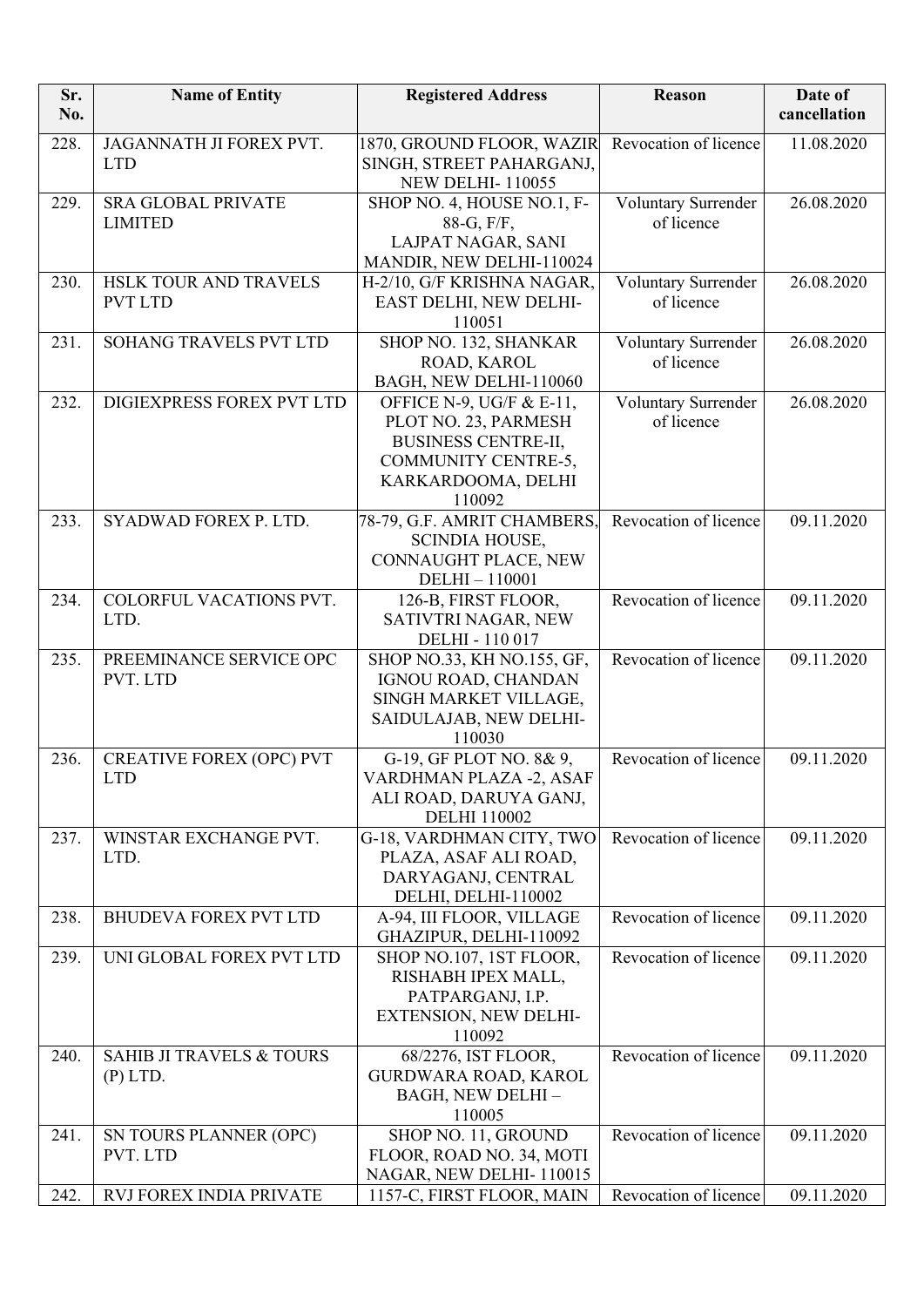| Sr. No. | Name of Entity | Registered Address | Reason | Date of cancellation |
|---|---|---|---|---|
| 228. | JAGANNATH JI FOREX PVT. LTD | 1870, GROUND FLOOR, WAZIR SINGH, STREET PAHARGANJ, NEW DELHI- 110055 | Revocation of licence | 11.08.2020 |
| 229. | SRA GLOBAL PRIVATE LIMITED | SHOP NO. 4, HOUSE NO.1, F-88-G, F/F, LAJPAT NAGAR, SANI MANDIR, NEW DELHI-110024 | Voluntary Surrender of licence | 26.08.2020 |
| 230. | HSLK TOUR AND TRAVELS PVT LTD | H-2/10, G/F KRISHNA NAGAR, EAST DELHI, NEW DELHI-110051 | Voluntary Surrender of licence | 26.08.2020 |
| 231. | SOHANG TRAVELS PVT LTD | SHOP NO. 132, SHANKAR ROAD, KAROL BAGH, NEW DELHI-110060 | Voluntary Surrender of licence | 26.08.2020 |
| 232. | DIGIEXPRESS FOREX PVT LTD | OFFICE N-9, UG/F & E-11, PLOT NO. 23, PARMESH BUSINESS CENTRE-II, COMMUNITY CENTRE-5, KARKARDOOMA, DELHI 110092 | Voluntary Surrender of licence | 26.08.2020 |
| 233. | SYADWAD FOREX P. LTD. | 78-79, G.F. AMRIT CHAMBERS, SCINDIA HOUSE, CONNAUGHT PLACE, NEW DELHI – 110001 | Revocation of licence | 09.11.2020 |
| 234. | COLORFUL VACATIONS PVT. LTD. | 126-B, FIRST FLOOR, SATIVTRI NAGAR, NEW DELHI - 110 017 | Revocation of licence | 09.11.2020 |
| 235. | PREEMINANCE SERVICE OPC PVT. LTD | SHOP NO.33, KH NO.155, GF, IGNOU ROAD, CHANDAN SINGH MARKET VILLAGE, SAIDULAJAB, NEW DELHI-110030 | Revocation of licence | 09.11.2020 |
| 236. | CREATIVE FOREX (OPC) PVT LTD | G-19, GF PLOT NO. 8& 9, VARDHMAN PLAZA -2, ASAF ALI ROAD, DARUYA GANJ, DELHI 110002 | Revocation of licence | 09.11.2020 |
| 237. | WINSTAR EXCHANGE PVT. LTD. | G-18, VARDHMAN CITY, TWO PLAZA, ASAF ALI ROAD, DARYAGANJ, CENTRAL DELHI, DELHI-110002 | Revocation of licence | 09.11.2020 |
| 238. | BHUDEVA FOREX PVT LTD | A-94, III FLOOR, VILLAGE GHAZIPUR, DELHI-110092 | Revocation of licence | 09.11.2020 |
| 239. | UNI GLOBAL FOREX PVT LTD | SHOP NO.107, 1ST FLOOR, RISHABH IPEX MALL, PATPARGANJ, I.P. EXTENSION, NEW DELHI-110092 | Revocation of licence | 09.11.2020 |
| 240. | SAHIB JI TRAVELS & TOURS (P) LTD. | 68/2276, IST FLOOR, GURDWARA ROAD, KAROL BAGH, NEW DELHI – 110005 | Revocation of licence | 09.11.2020 |
| 241. | SN TOURS PLANNER (OPC) PVT. LTD | SHOP NO. 11, GROUND FLOOR, ROAD NO. 34, MOTI NAGAR, NEW DELHI- 110015 | Revocation of licence | 09.11.2020 |
| 242. | RVJ FOREX INDIA PRIVATE | 1157-C, FIRST FLOOR, MAIN | Revocation of licence | 09.11.2020 |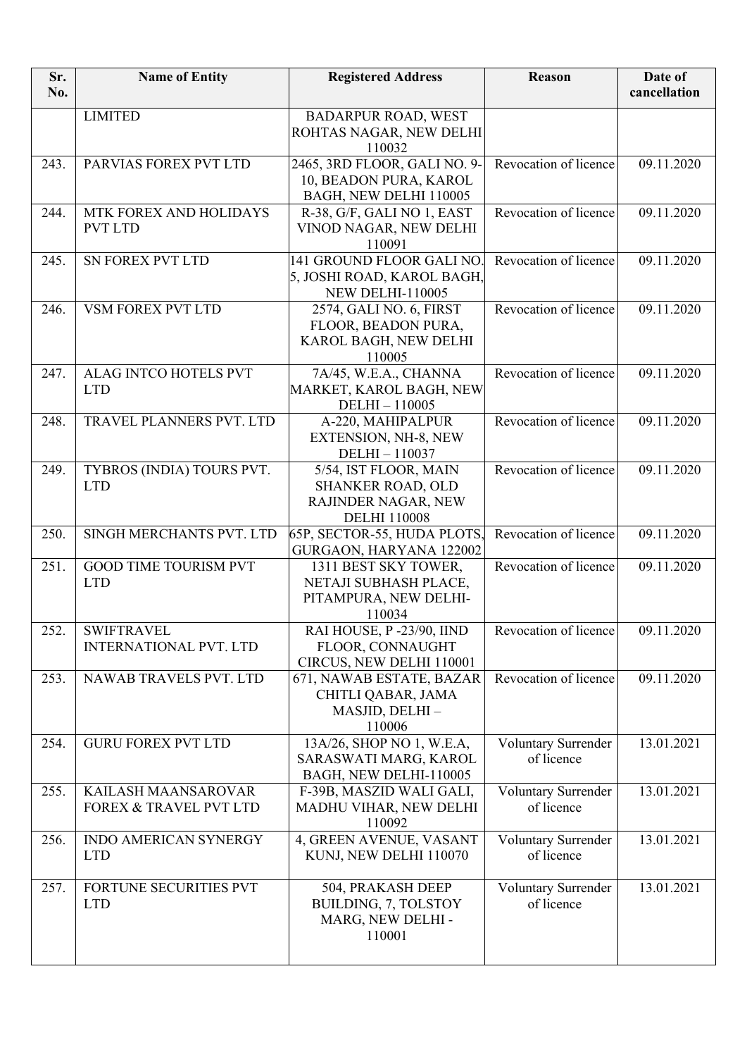| Sr. No. | Name of Entity | Registered Address | Reason | Date of cancellation |
|---|---|---|---|---|
| | LIMITED | BADARPUR ROAD, WEST ROHTAS NAGAR, NEW DELHI 110032 | | |
| 243. | PARVIAS FOREX PVT LTD | 2465, 3RD FLOOR, GALI NO. 9-10, BEADON PURA, KAROL BAGH, NEW DELHI 110005 | Revocation of licence | 09.11.2020 |
| 244. | MTK FOREX AND HOLIDAYS PVT LTD | R-38, G/F, GALI NO 1, EAST VINOD NAGAR, NEW DELHI 110091 | Revocation of licence | 09.11.2020 |
| 245. | SN FOREX PVT LTD | 141 GROUND FLOOR GALI NO. 5, JOSHI ROAD, KAROL BAGH, NEW DELHI-110005 | Revocation of licence | 09.11.2020 |
| 246. | VSM FOREX PVT LTD | 2574, GALI NO. 6, FIRST FLOOR, BEADON PURA, KAROL BAGH, NEW DELHI 110005 | Revocation of licence | 09.11.2020 |
| 247. | ALAG INTCO HOTELS PVT LTD | 7A/45, W.E.A., CHANNA MARKET, KAROL BAGH, NEW DELHI – 110005 | Revocation of licence | 09.11.2020 |
| 248. | TRAVEL PLANNERS PVT. LTD | A-220, MAHIPALPUR EXTENSION, NH-8, NEW DELHI – 110037 | Revocation of licence | 09.11.2020 |
| 249. | TYBROS (INDIA) TOURS PVT. LTD | 5/54, IST FLOOR, MAIN SHANKER ROAD, OLD RAJINDER NAGAR, NEW DELHI 110008 | Revocation of licence | 09.11.2020 |
| 250. | SINGH MERCHANTS PVT. LTD | 65P, SECTOR-55, HUDA PLOTS, GURGAON, HARYANA 122002 | Revocation of licence | 09.11.2020 |
| 251. | GOOD TIME TOURISM PVT LTD | 1311 BEST SKY TOWER, NETAJI SUBHASH PLACE, PITAMPURA, NEW DELHI-110034 | Revocation of licence | 09.11.2020 |
| 252. | SWIFTRAVEL INTERNATIONAL PVT. LTD | RAI HOUSE, P -23/90, IIND FLOOR, CONNAUGHT CIRCUS, NEW DELHI 110001 | Revocation of licence | 09.11.2020 |
| 253. | NAWAB TRAVELS PVT. LTD | 671, NAWAB ESTATE, BAZAR CHITLI QABAR, JAMA MASJID, DELHI – 110006 | Revocation of licence | 09.11.2020 |
| 254. | GURU FOREX PVT LTD | 13A/26, SHOP NO 1, W.E.A, SARASWATI MARG, KAROL BAGH, NEW DELHI-110005 | Voluntary Surrender of licence | 13.01.2021 |
| 255. | KAILASH MAANSAROVAR FOREX & TRAVEL PVT LTD | F-39B, MASZID WALI GALI, MADHU VIHAR, NEW DELHI 110092 | Voluntary Surrender of licence | 13.01.2021 |
| 256. | INDO AMERICAN SYNERGY LTD | 4, GREEN AVENUE, VASANT KUNJ, NEW DELHI 110070 | Voluntary Surrender of licence | 13.01.2021 |
| 257. | FORTUNE SECURITIES PVT LTD | 504, PRAKASH DEEP BUILDING, 7, TOLSTOY MARG, NEW DELHI - 110001 | Voluntary Surrender of licence | 13.01.2021 |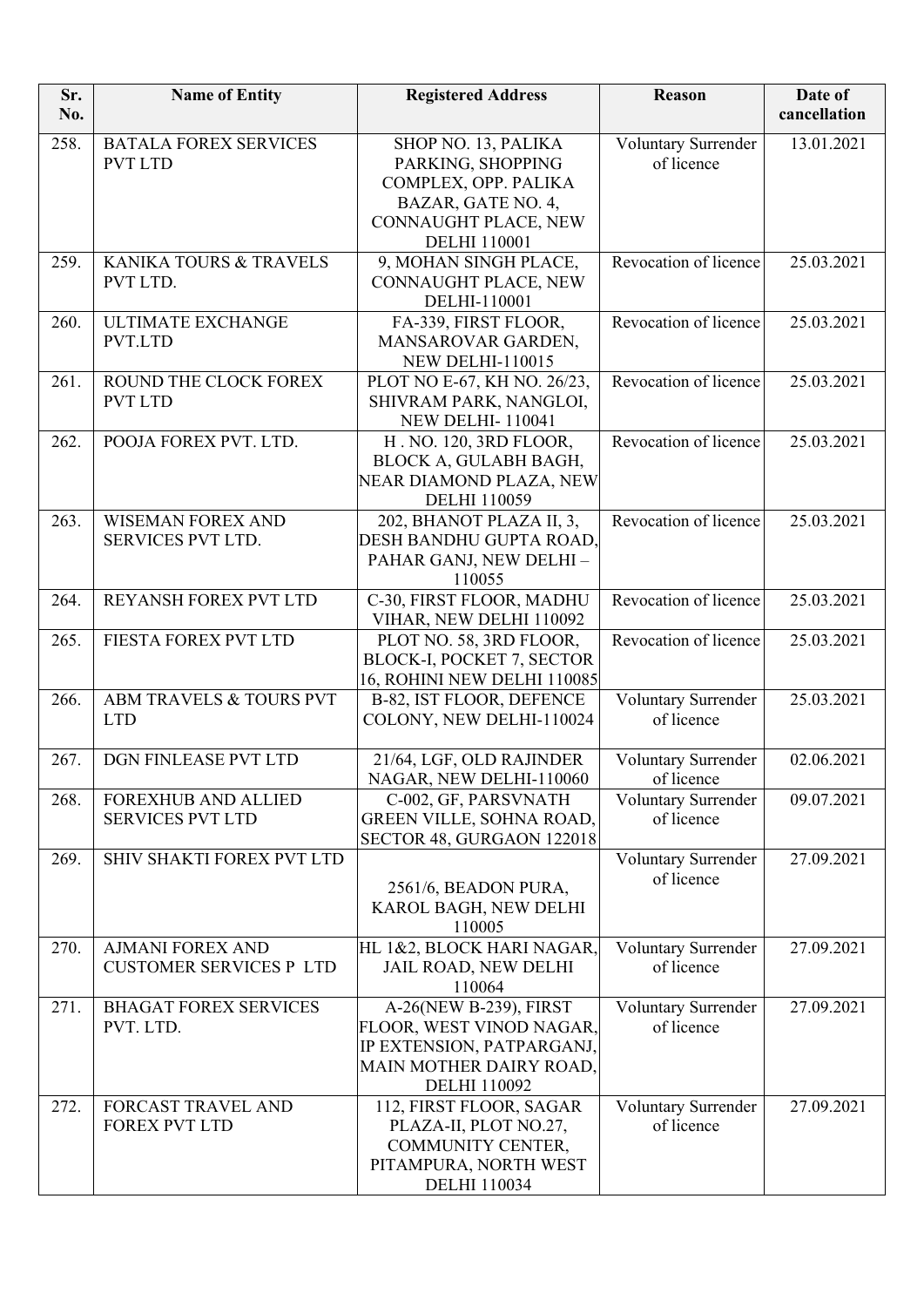| Sr. No. | Name of Entity | Registered Address | Reason | Date of cancellation |
|---|---|---|---|---|
| 258. | BATALA FOREX SERVICES PVT LTD | SHOP NO. 13, PALIKA PARKING, SHOPPING COMPLEX, OPP. PALIKA BAZAR, GATE NO. 4, CONNAUGHT PLACE, NEW DELHI 110001 | Voluntary Surrender of licence | 13.01.2021 |
| 259. | KANIKA TOURS & TRAVELS PVT LTD. | 9, MOHAN SINGH PLACE, CONNAUGHT PLACE, NEW DELHI-110001 | Revocation of licence | 25.03.2021 |
| 260. | ULTIMATE EXCHANGE PVT.LTD | FA-339, FIRST FLOOR, MANSAROVAR GARDEN, NEW DELHI-110015 | Revocation of licence | 25.03.2021 |
| 261. | ROUND THE CLOCK FOREX PVT LTD | PLOT NO E-67, KH NO. 26/23, SHIVRAM PARK, NANGLOI, NEW DELHI- 110041 | Revocation of licence | 25.03.2021 |
| 262. | POOJA FOREX PVT. LTD. | H . NO. 120, 3RD FLOOR, BLOCK A, GULABH BAGH, NEAR DIAMOND PLAZA, NEW DELHI 110059 | Revocation of licence | 25.03.2021 |
| 263. | WISEMAN FOREX AND SERVICES PVT LTD. | 202, BHANOT PLAZA II, 3, DESH BANDHU GUPTA ROAD, PAHAR GANJ, NEW DELHI – 110055 | Revocation of licence | 25.03.2021 |
| 264. | REYANSH FOREX PVT LTD | C-30, FIRST FLOOR, MADHU VIHAR, NEW DELHI 110092 | Revocation of licence | 25.03.2021 |
| 265. | FIESTA FOREX PVT LTD | PLOT NO. 58, 3RD FLOOR, BLOCK-I, POCKET 7, SECTOR 16, ROHINI NEW DELHI 110085 | Revocation of licence | 25.03.2021 |
| 266. | ABM TRAVELS & TOURS PVT LTD | B-82, IST FLOOR, DEFENCE COLONY, NEW DELHI-110024 | Voluntary Surrender of licence | 25.03.2021 |
| 267. | DGN FINLEASE PVT LTD | 21/64, LGF, OLD RAJINDER NAGAR, NEW DELHI-110060 | Voluntary Surrender of licence | 02.06.2021 |
| 268. | FOREXHUB AND ALLIED SERVICES PVT LTD | C-002, GF, PARSVNATH GREEN VILLE, SOHNA ROAD, SECTOR 48, GURGAON 122018 | Voluntary Surrender of licence | 09.07.2021 |
| 269. | SHIV SHAKTI FOREX PVT LTD | 2561/6, BEADON PURA, KAROL BAGH, NEW DELHI 110005 | Voluntary Surrender of licence | 27.09.2021 |
| 270. | AJMANI FOREX AND CUSTOMER SERVICES P LTD | HL 1&2, BLOCK HARI NAGAR, JAIL ROAD, NEW DELHI 110064 | Voluntary Surrender of licence | 27.09.2021 |
| 271. | BHAGAT FOREX SERVICES PVT. LTD. | A-26(NEW B-239), FIRST FLOOR, WEST VINOD NAGAR, IP EXTENSION, PATPARGANJ, MAIN MOTHER DAIRY ROAD, DELHI 110092 | Voluntary Surrender of licence | 27.09.2021 |
| 272. | FORCAST TRAVEL AND FOREX PVT LTD | 112, FIRST FLOOR, SAGAR PLAZA-II, PLOT NO.27, COMMUNITY CENTER, PITAMPURA, NORTH WEST DELHI 110034 | Voluntary Surrender of licence | 27.09.2021 |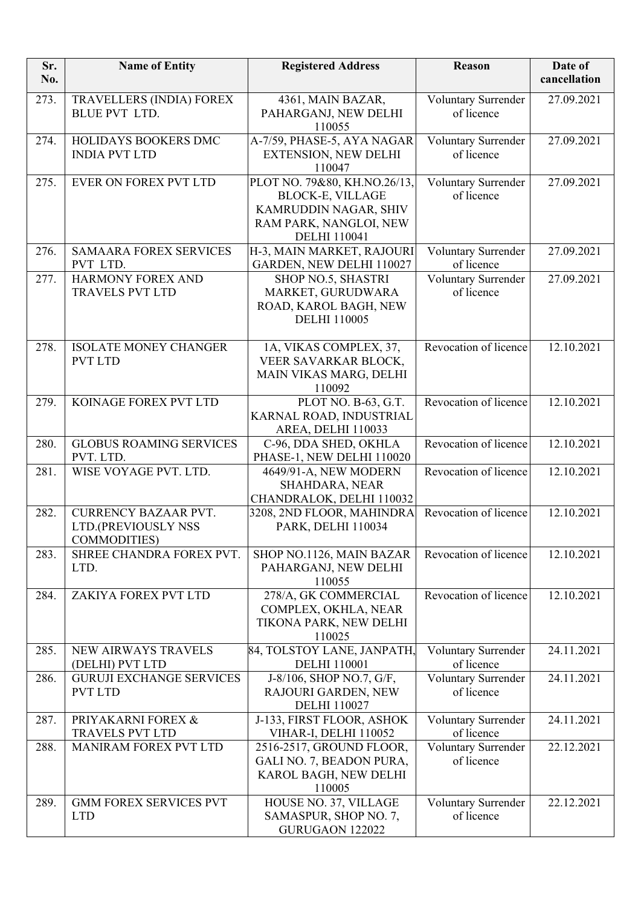| Sr. No. | Name of Entity | Registered Address | Reason | Date of cancellation |
|---|---|---|---|---|
| 273. | TRAVELLERS (INDIA) FOREX BLUE PVT LTD. | 4361, MAIN BAZAR, PAHARGANJ, NEW DELHI 110055 | Voluntary Surrender of licence | 27.09.2021 |
| 274. | HOLIDAYS BOOKERS DMC INDIA PVT LTD | A-7/59, PHASE-5, AYA NAGAR EXTENSION, NEW DELHI 110047 | Voluntary Surrender of licence | 27.09.2021 |
| 275. | EVER ON FOREX PVT LTD | PLOT NO. 79&80, KH.NO.26/13, BLOCK-E, VILLAGE KAMRUDDIN NAGAR, SHIV RAM PARK, NANGLOI, NEW DELHI 110041 | Voluntary Surrender of licence | 27.09.2021 |
| 276. | SAMAARA FOREX SERVICES PVT LTD. | H-3, MAIN MARKET, RAJOURI GARDEN, NEW DELHI 110027 | Voluntary Surrender of licence | 27.09.2021 |
| 277. | HARMONY FOREX AND TRAVELS PVT LTD | SHOP NO.5, SHASTRI MARKET, GURUDWARA ROAD, KAROL BAGH, NEW DELHI 110005 | Voluntary Surrender of licence | 27.09.2021 |
| 278. | ISOLATE MONEY CHANGER PVT LTD | 1A, VIKAS COMPLEX, 37, VEER SAVARKAR BLOCK, MAIN VIKAS MARG, DELHI 110092 | Revocation of licence | 12.10.2021 |
| 279. | KOINAGE FOREX PVT LTD | PLOT NO. B-63, G.T. KARNAL ROAD, INDUSTRIAL AREA, DELHI 110033 | Revocation of licence | 12.10.2021 |
| 280. | GLOBUS ROAMING SERVICES PVT. LTD. | C-96, DDA SHED, OKHLA PHASE-1, NEW DELHI 110020 | Revocation of licence | 12.10.2021 |
| 281. | WISE VOYAGE PVT. LTD. | 4649/91-A, NEW MODERN SHAHDARA, NEAR CHANDRALOK, DELHI 110032 | Revocation of licence | 12.10.2021 |
| 282. | CURRENCY BAZAAR PVT. LTD.(PREVIOUSLY NSS COMMODITIES) | 3208, 2ND FLOOR, MAHINDRA PARK, DELHI 110034 | Revocation of licence | 12.10.2021 |
| 283. | SHREE CHANDRA FOREX PVT. LTD. | SHOP NO.1126, MAIN BAZAR PAHARGANJ, NEW DELHI 110055 | Revocation of licence | 12.10.2021 |
| 284. | ZAKIYA FOREX PVT LTD | 278/A, GK COMMERCIAL COMPLEX, OKHLA, NEAR TIKONA PARK, NEW DELHI 110025 | Revocation of licence | 12.10.2021 |
| 285. | NEW AIRWAYS TRAVELS (DELHI) PVT LTD | 84, TOLSTOY LANE, JANPATH, DELHI 110001 | Voluntary Surrender of licence | 24.11.2021 |
| 286. | GURUJI EXCHANGE SERVICES PVT LTD | J-8/106, SHOP NO.7, G/F, RAJOURI GARDEN, NEW DELHI 110027 | Voluntary Surrender of licence | 24.11.2021 |
| 287. | PRIYAKARNI FOREX & TRAVELS PVT LTD | J-133, FIRST FLOOR, ASHOK VIHAR-I, DELHI 110052 | Voluntary Surrender of licence | 24.11.2021 |
| 288. | MANIRAM FOREX PVT LTD | 2516-2517, GROUND FLOOR, GALI NO. 7, BEADON PURA, KAROL BAGH, NEW DELHI 110005 | Voluntary Surrender of licence | 22.12.2021 |
| 289. | GMM FOREX SERVICES PVT LTD | HOUSE NO. 37, VILLAGE SAMASPUR, SHOP NO. 7, GURUGAON 122022 | Voluntary Surrender of licence | 22.12.2021 |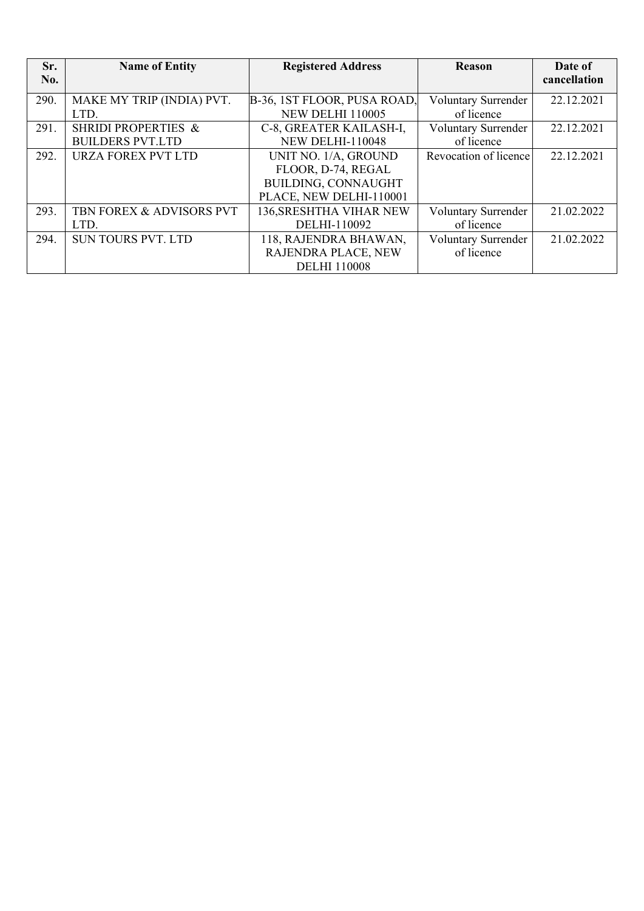| Sr. No. | Name of Entity | Registered Address | Reason | Date of cancellation |
|---|---|---|---|---|
| 290. | MAKE MY TRIP (INDIA) PVT. LTD. | B-36, 1ST FLOOR, PUSA ROAD, NEW DELHI 110005 | Voluntary Surrender of licence | 22.12.2021 |
| 291. | SHRIDI PROPERTIES & BUILDERS PVT.LTD | C-8, GREATER KAILASH-I, NEW DELHI-110048 | Voluntary Surrender of licence | 22.12.2021 |
| 292. | URZA FOREX PVT LTD | UNIT NO. 1/A, GROUND FLOOR, D-74, REGAL BUILDING, CONNAUGHT PLACE, NEW DELHI-110001 | Revocation of licence | 22.12.2021 |
| 293. | TBN FOREX & ADVISORS PVT LTD. | 136,SRESHTHA VIHAR NEW DELHI-110092 | Voluntary Surrender of licence | 21.02.2022 |
| 294. | SUN TOURS PVT. LTD | 118, RAJENDRA BHAWAN, RAJENDRA PLACE, NEW DELHI 110008 | Voluntary Surrender of licence | 21.02.2022 |